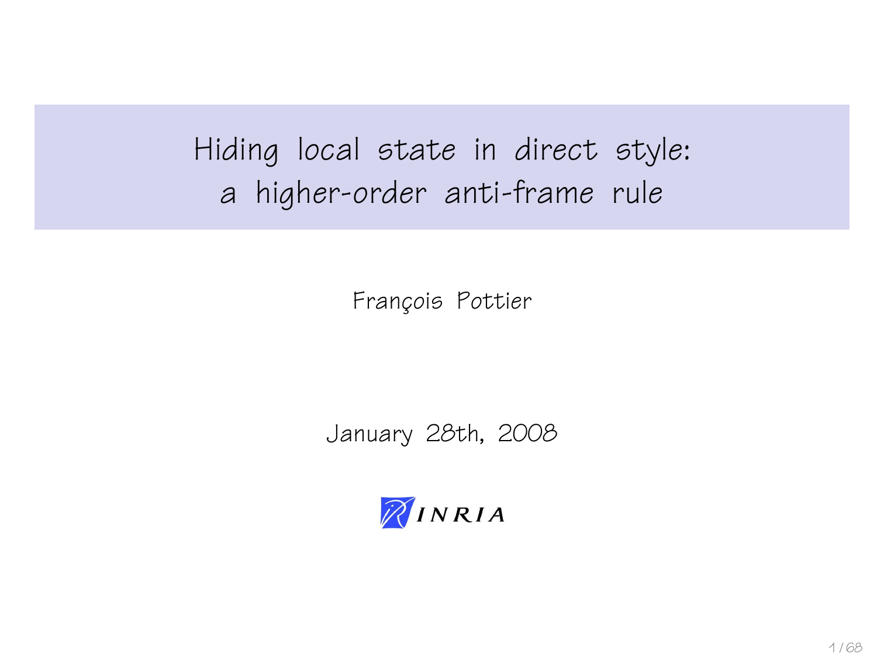# Hiding local state in direct style: a higher-order anti-frame rule

François Pottier

January 28th, 2008

INRIA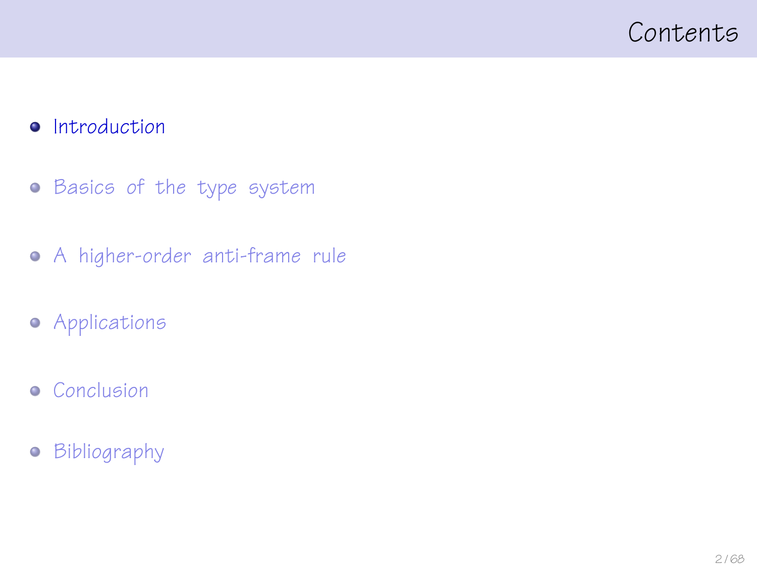# Contents

- Introduction
- Basics of the type system
- A higher-order anti-frame rule
- Applications
- Conclusion
- Bibliography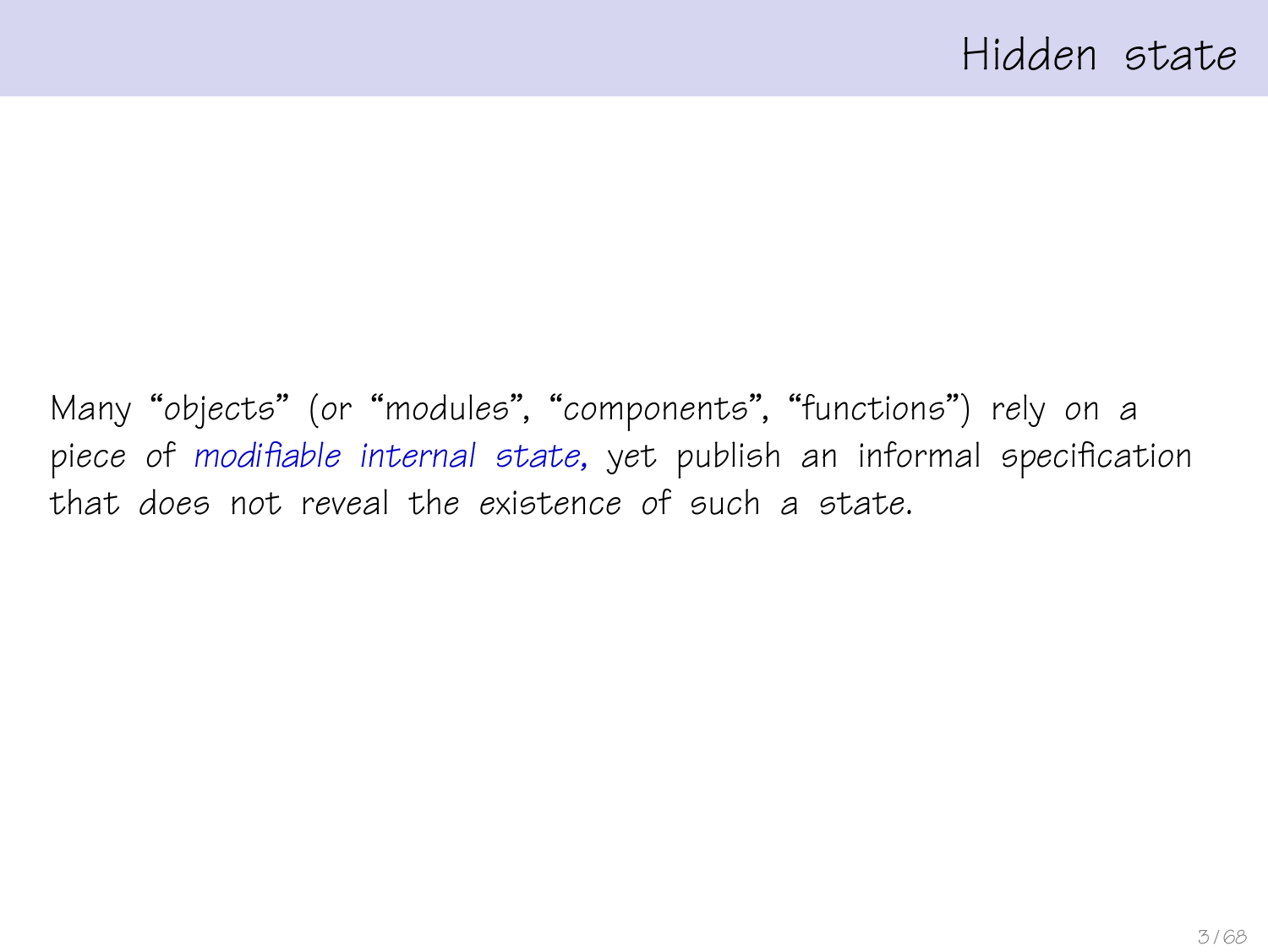# Hidden state

Many "objects" (or "modules", "components", "functions") rely on a piece of *modifiable internal state*, yet publish an informal specification that does not reveal the existence of such a state.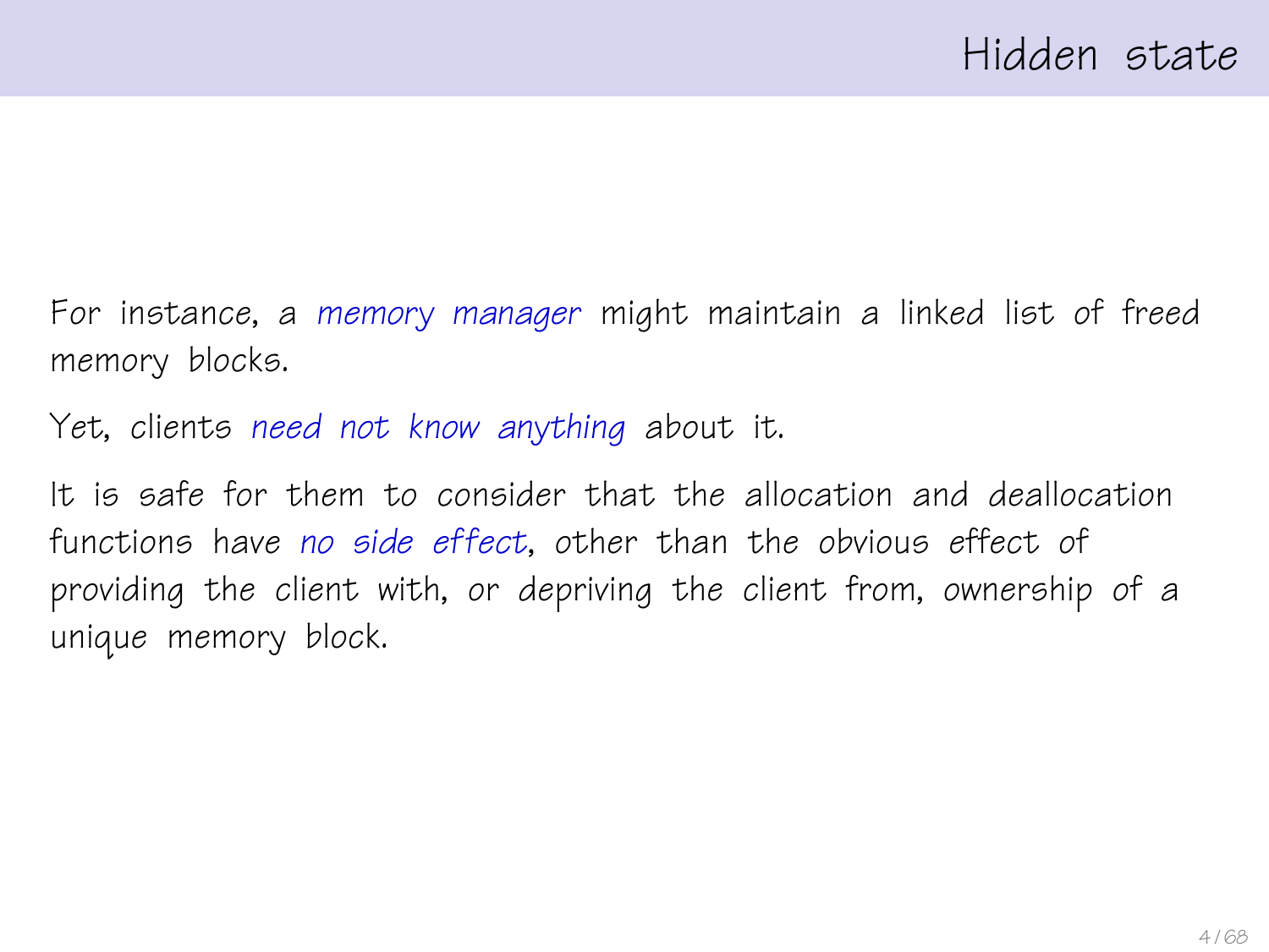## Hidden state

For instance, a *memory manager* might maintain a linked list of freed memory blocks.

Yet, clients *need not know anything* about it.

It is safe for them to consider that the allocation and deallocation functions have *no side effect*, other than the obvious effect of providing the client with, or depriving the client from, ownership of a unique memory block.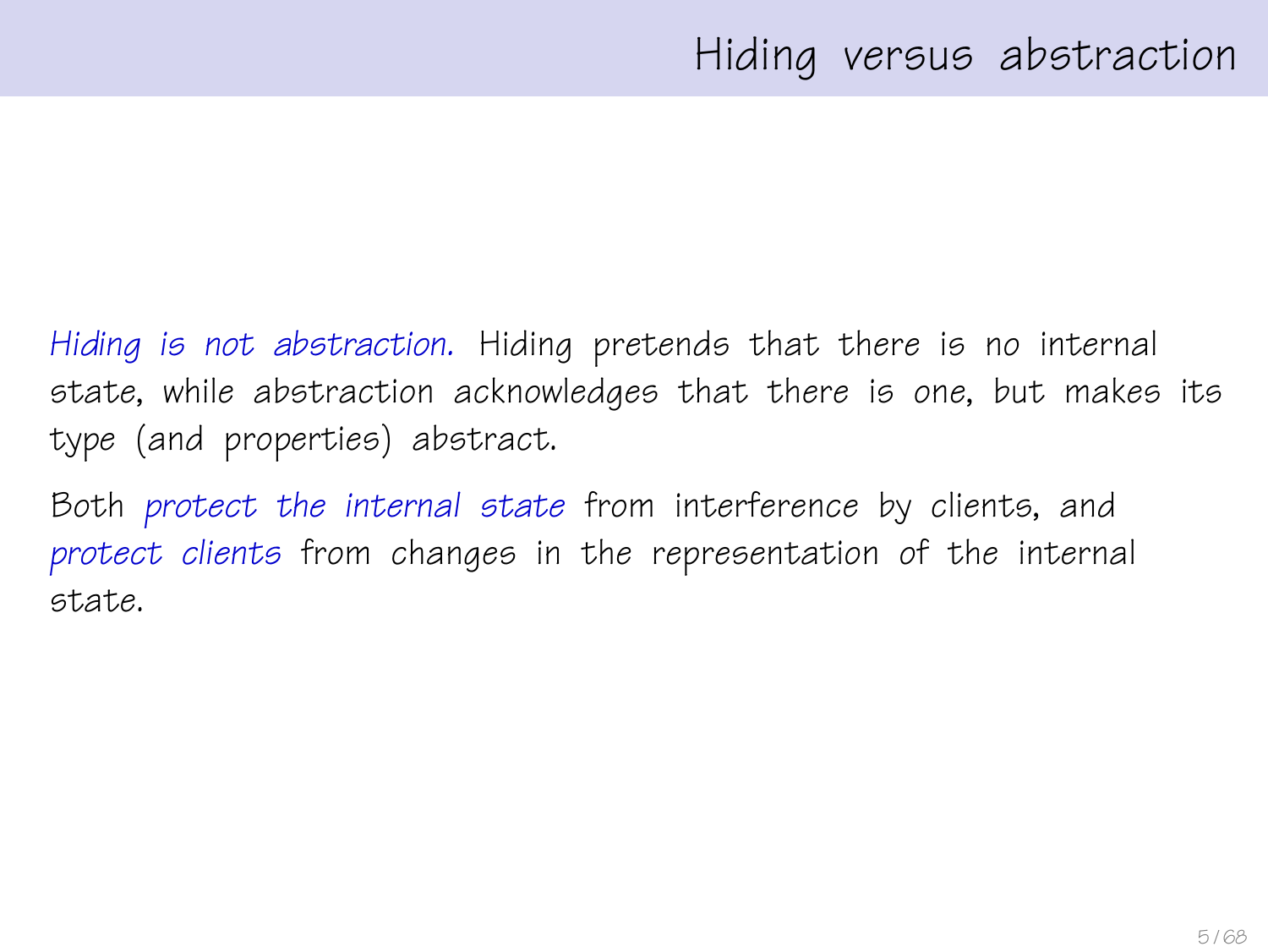# Hiding versus abstraction

*Hiding is not abstraction.* Hiding pretends that there is no internal state, while abstraction acknowledges that there is one, but makes its type (and properties) abstract.

Both *protect the internal state* from interference by clients, and *protect clients* from changes in the representation of the internal state.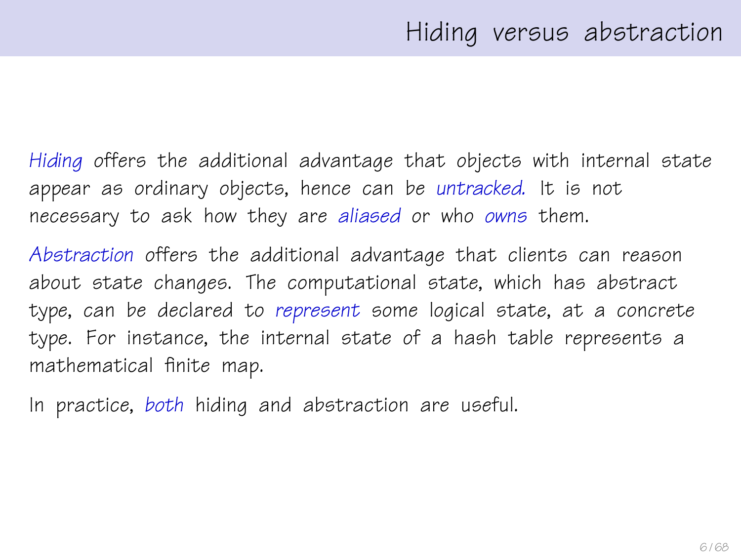# Hiding versus abstraction

*Hiding* offers the additional advantage that objects with internal state appear as ordinary objects, hence can be *untracked*. It is not necessary to ask how they are *aliased* or who *owns* them.

*Abstraction* offers the additional advantage that clients can reason about state changes. The computational state, which has abstract type, can be declared to *represent* some logical state, at a concrete type. For instance, the internal state of a hash table represents a mathematical finite map.

In practice, *both* hiding and abstraction are useful.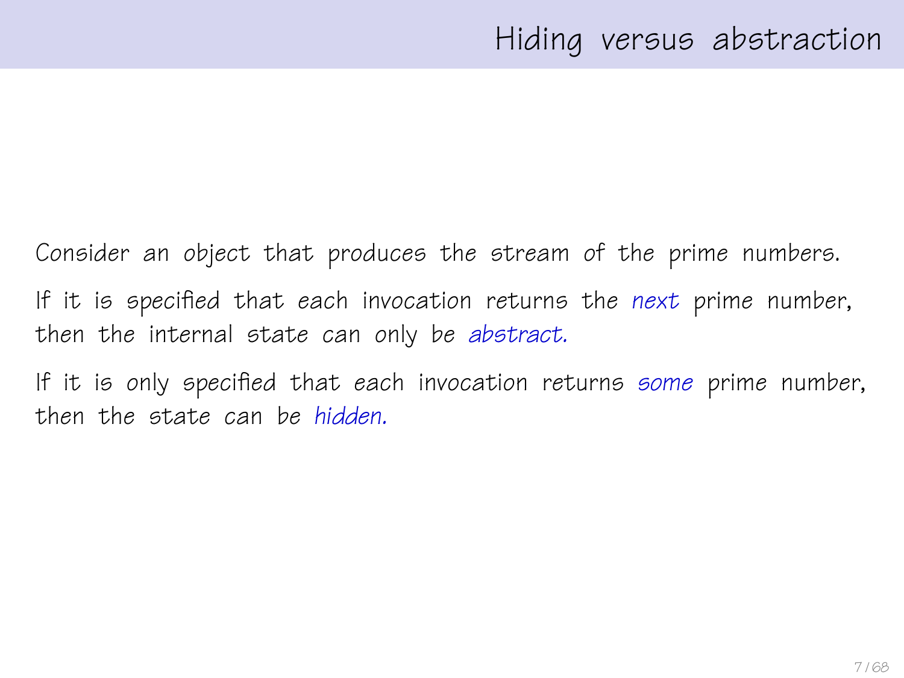# Hiding versus abstraction

Consider an object that produces the stream of the prime numbers.

If it is specified that each invocation returns the *next* prime number, then the internal state can only be *abstract*.

If it is only specified that each invocation returns *some* prime number, then the state can be *hidden*.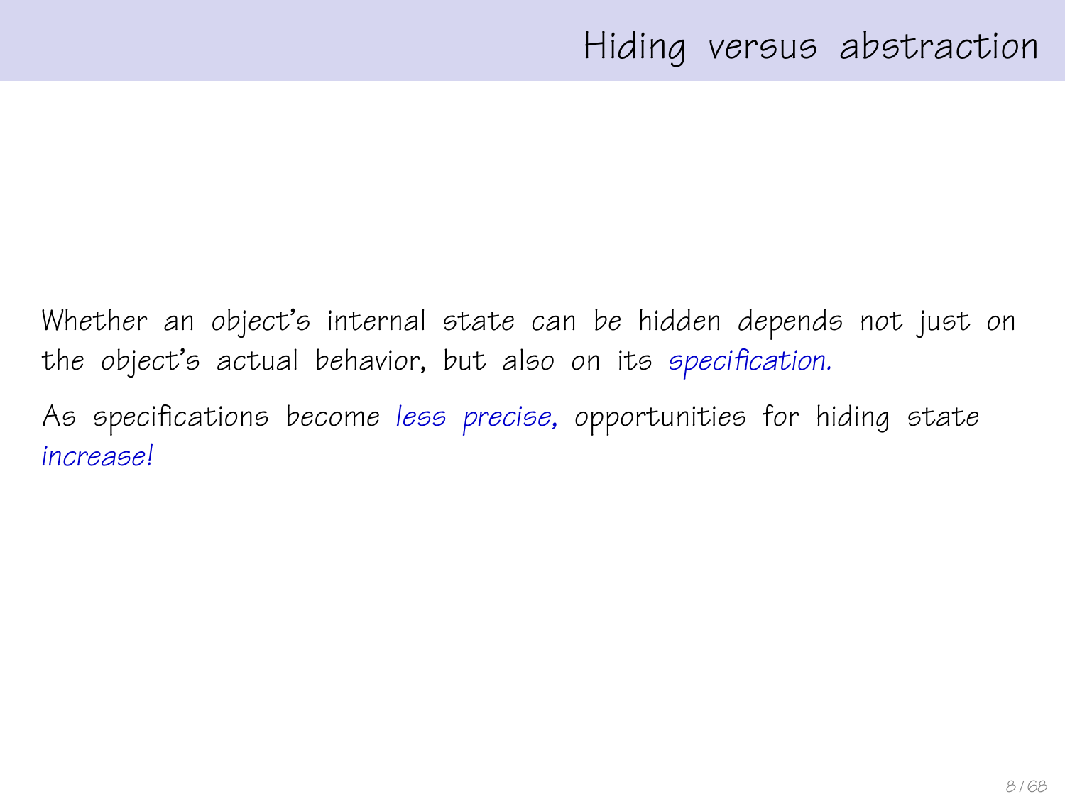# Hiding versus abstraction

Whether an object's internal state can be hidden depends not just on the object's actual behavior, but also on its *specification.*

As specifications become *less precise,* opportunities for hiding state *increase!*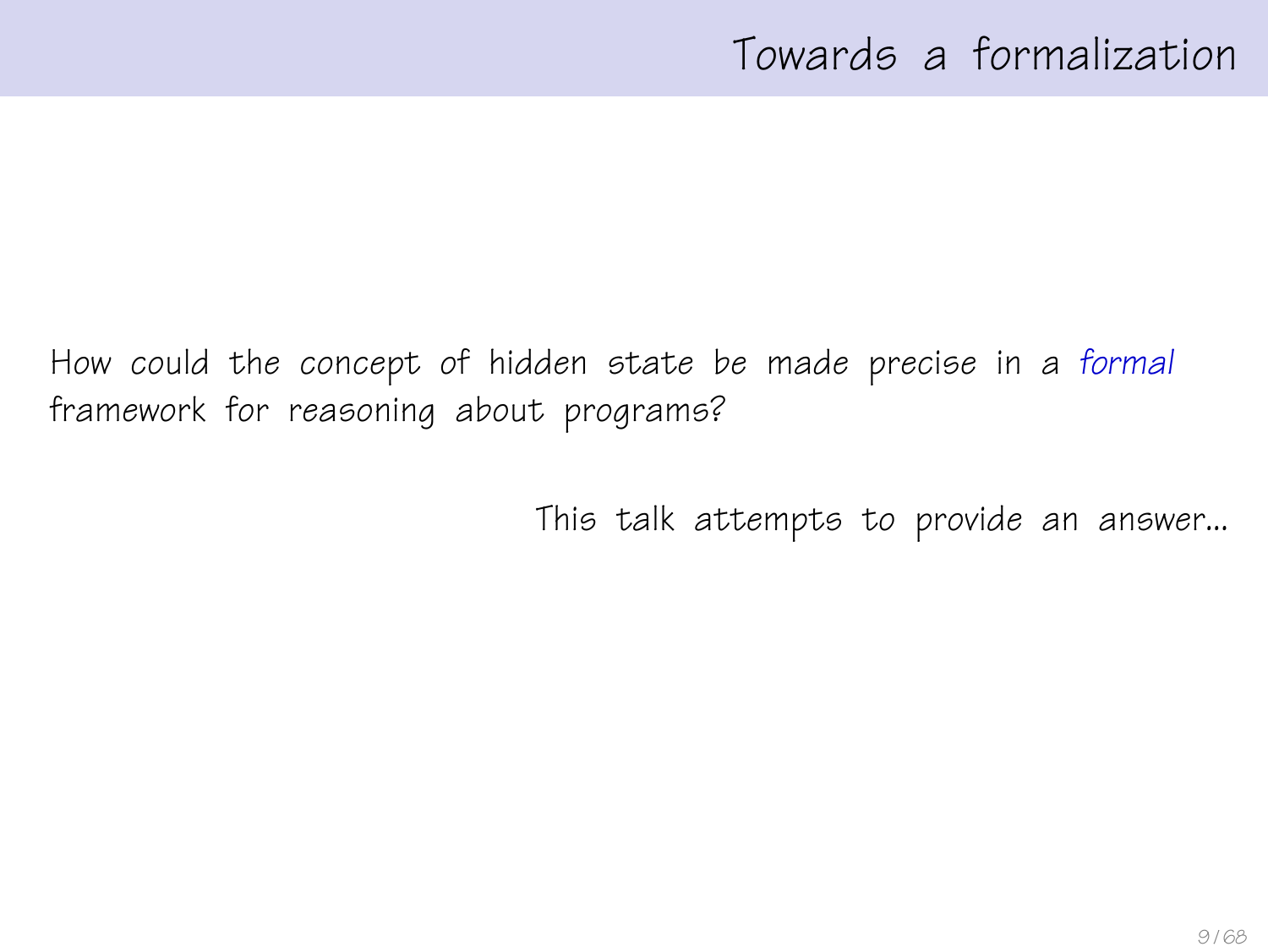# Towards a formalization

How could the concept of hidden state be made precise in a *formal* framework for reasoning about programs?

This talk attempts to provide an answer...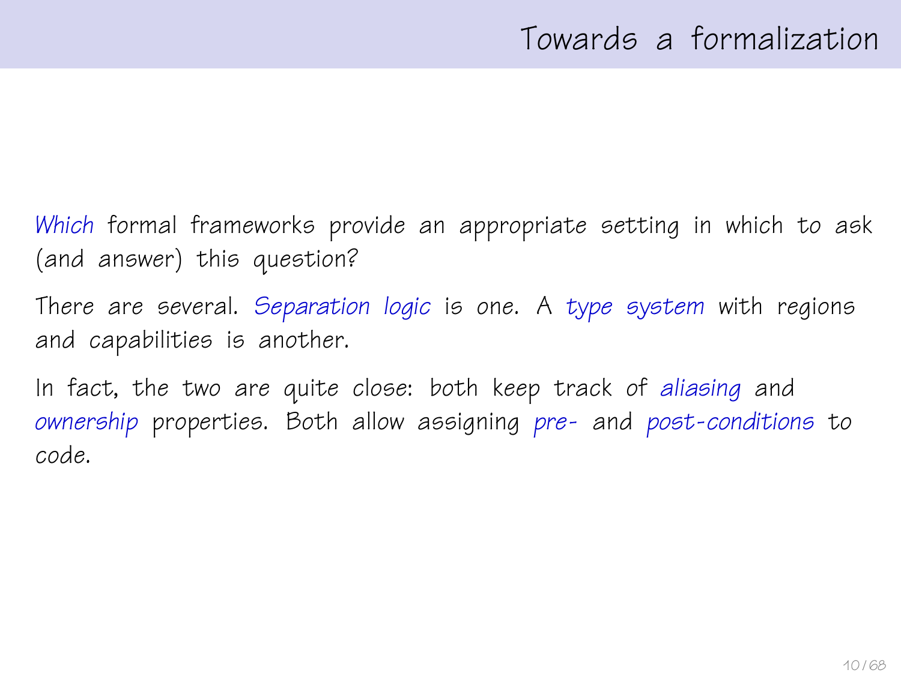# Towards a formalization

*Which* formal frameworks provide an appropriate setting in which to ask (and answer) this question?

There are several. *Separation logic* is one. A *type system* with regions and capabilities is another.

In fact, the two are quite close: both keep track of *aliasing* and *ownership* properties. Both allow assigning *pre-* and *post-conditions* to code.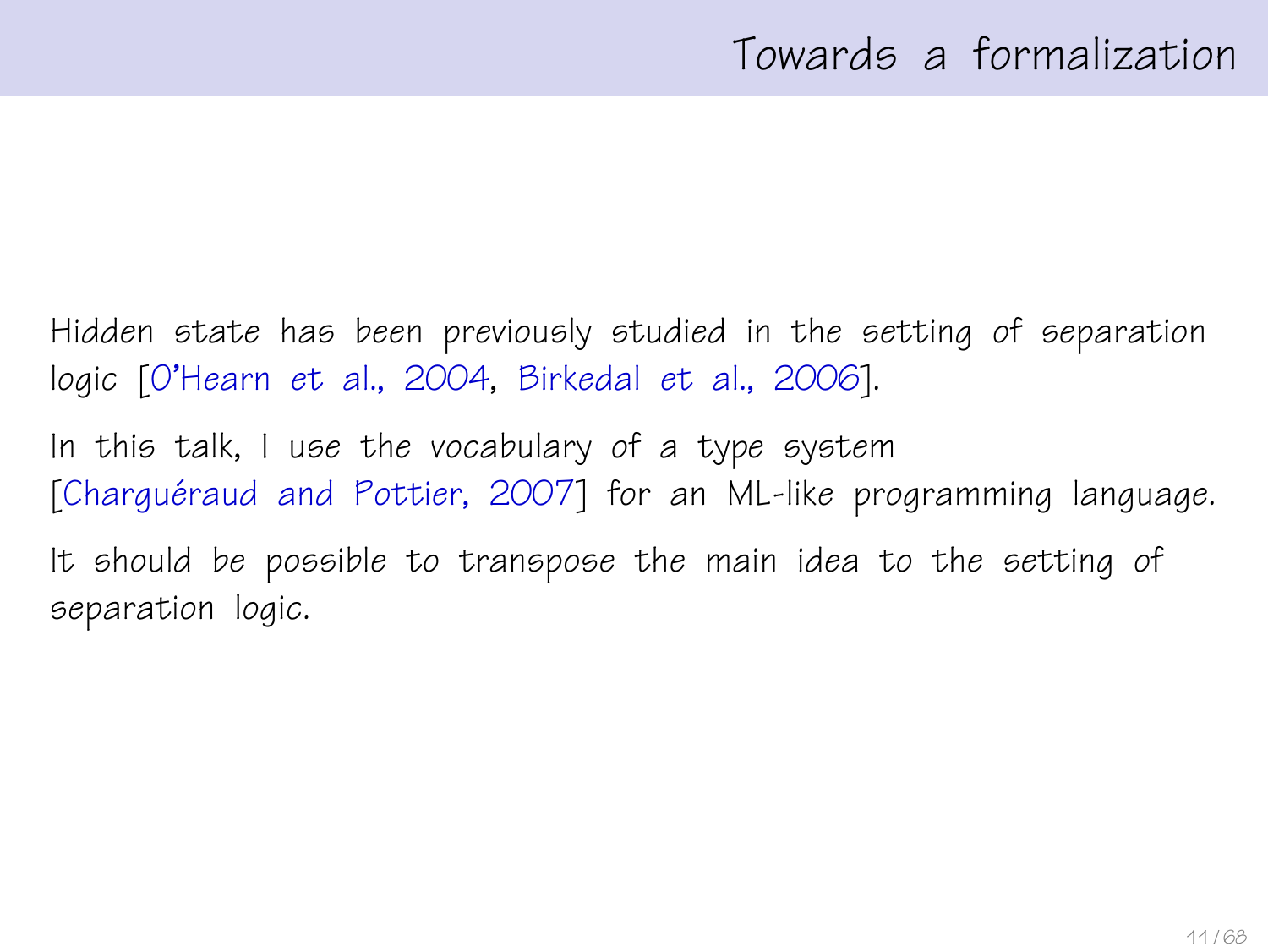# Towards a formalization

Hidden state has been previously studied in the setting of separation logic [O'Hearn et al., 2004, Birkedal et al., 2006].

In this talk, I use the vocabulary of a type system [Charguéraud and Pottier, 2007] for an ML-like programming language.

It should be possible to transpose the main idea to the setting of separation logic.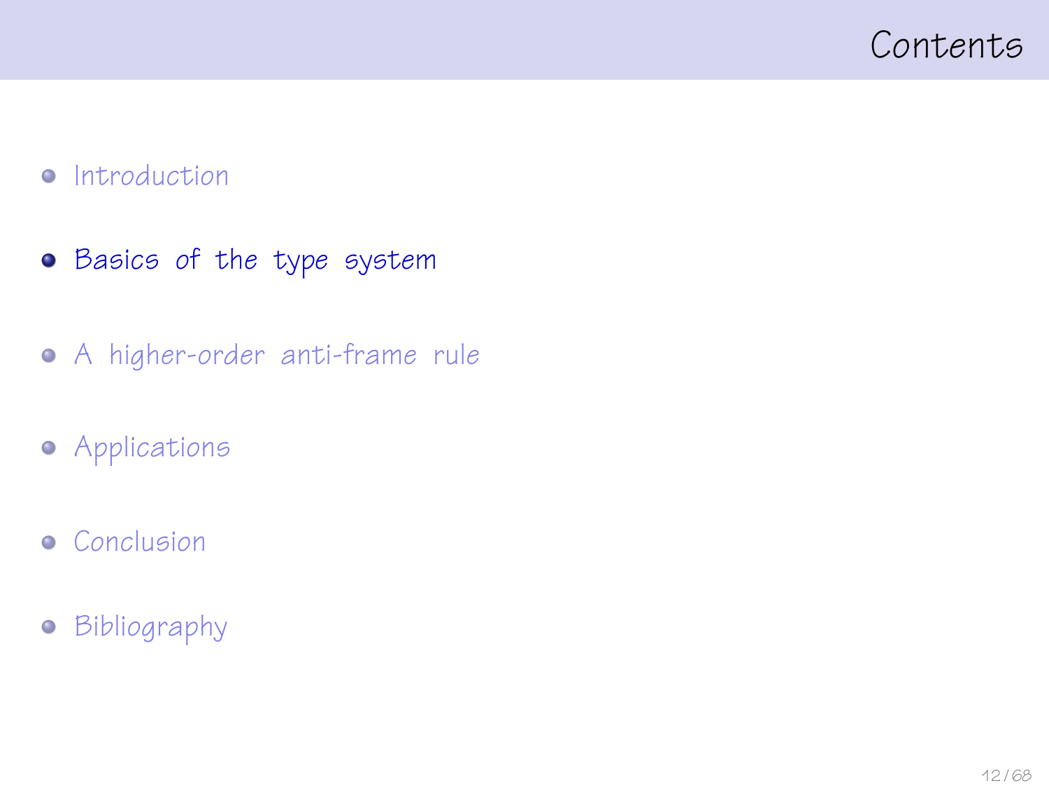# Contents

- Introduction
- **Basics of the type system**
- A higher-order anti-frame rule
- Applications
- Conclusion
- Bibliography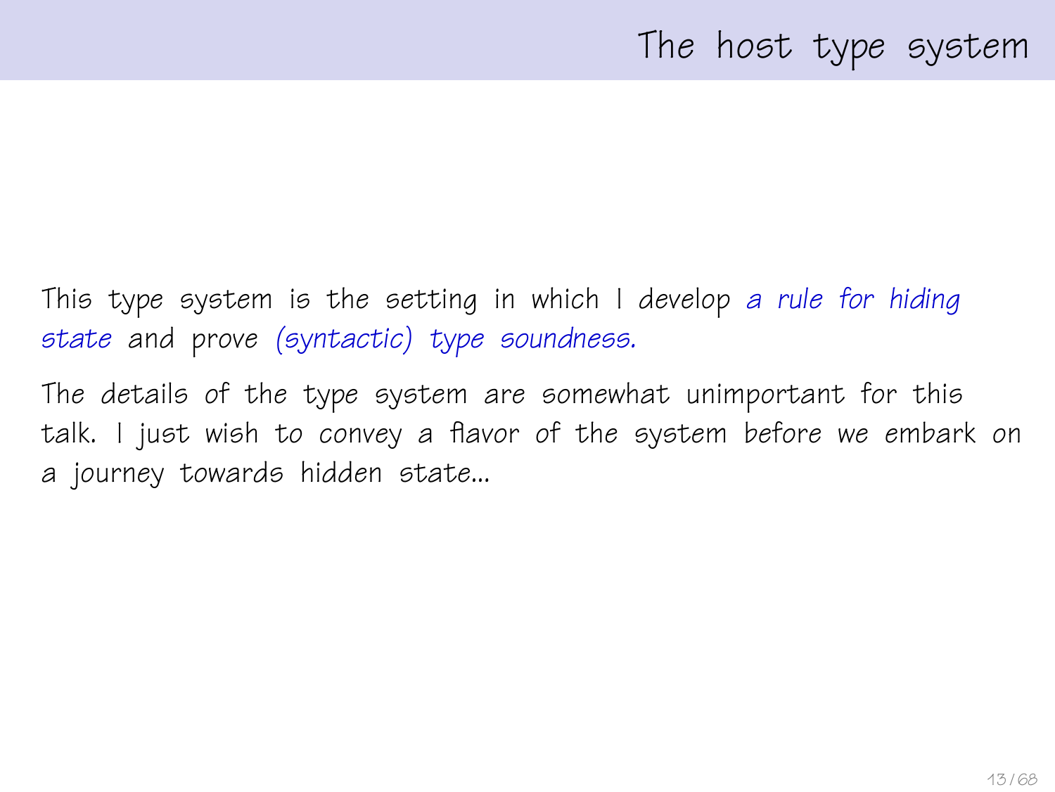## The host type system

This type system is the setting in which I develop *a rule for hiding state* and prove *(syntactic) type soundness.*

The details of the type system are somewhat unimportant for this talk. I just wish to convey a flavor of the system before we embark on a journey towards hidden state...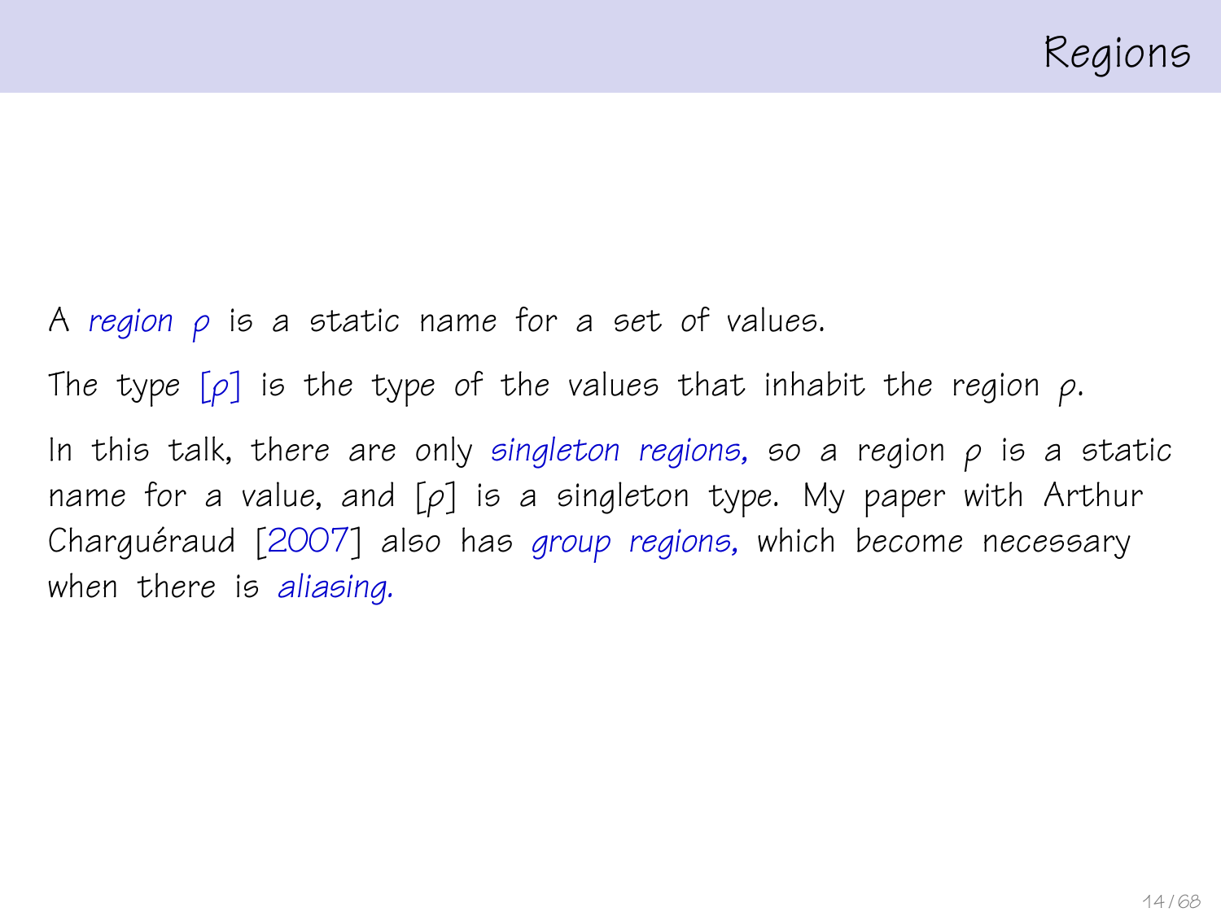# Regions

A *region* $\rho$ is a static name for a set of values.

The type $[\rho]$ is the type of the values that inhabit the region $\rho$.

In this talk, there are only *singleton regions*, so a region $\rho$ is a static name for a value, and $[\rho]$ is a singleton type. My paper with Arthur Charguéraud [2007] also has *group regions*, which become necessary when there is *aliasing*.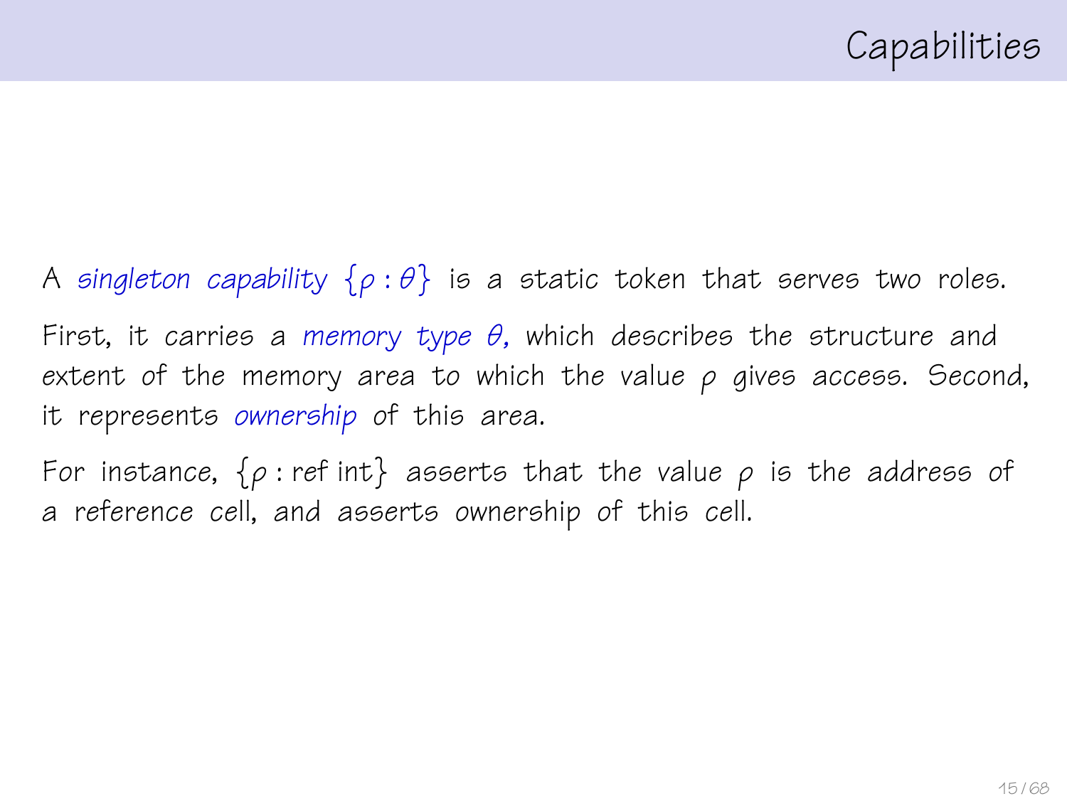# Capabilities

A *singleton capability* $\{\rho : \theta\}$ is a static token that serves two roles.

First, it carries a *memory type* $\theta$, which describes the structure and extent of the memory area to which the value $\rho$ gives access. Second, it represents *ownership* of this area.

For instance, $\{\rho : \text{ref int}\}$ asserts that the value $\rho$ is the address of a reference cell, and asserts ownership of this cell.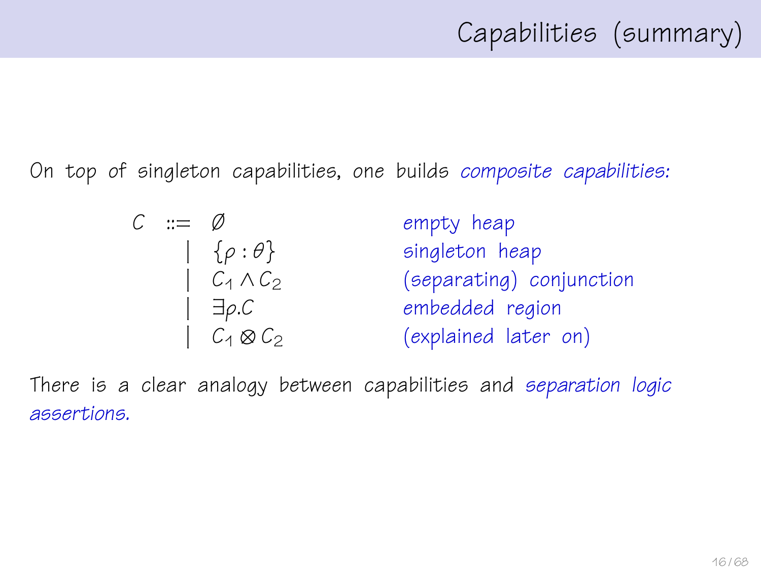# Capabilities (summary)

On top of singleton capabilities, one builds *composite capabilities:*

$$
\begin{array}{rcll}
C & ::= & \emptyset & \text{empty heap} \\
  & |   & \{\rho : \theta\} & \text{singleton heap} \\
  & |   & C_1 \wedge C_2 & \text{(separating) conjunction} \\
  & |   & \exists \rho . C & \text{embedded region} \\
  & |   & C_1 \otimes C_2 & \text{(explained later on)}
\end{array}
$$

There is a clear analogy between capabilities and *separation logic assertions.*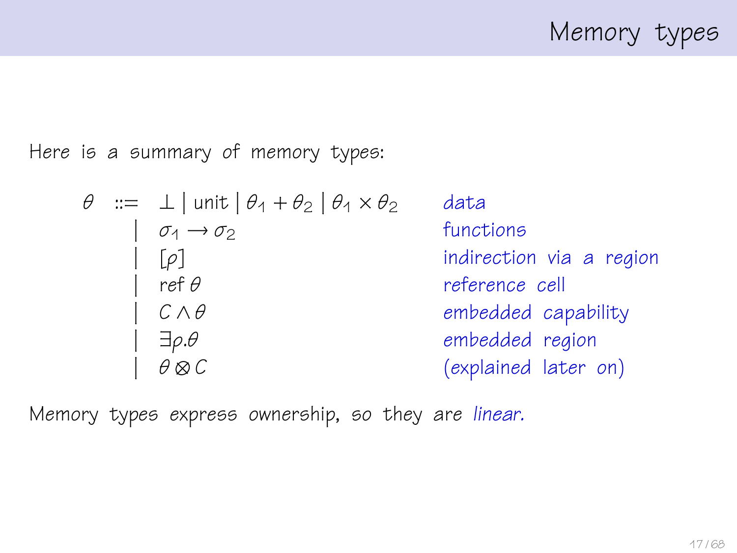# Memory types

Here is a summary of memory types:

$$
\begin{array}{rcll}
\theta & ::= & \bot \mid \mathsf{unit} \mid \theta_1 + \theta_2 \mid \theta_1 \times \theta_2 & \textit{data} \\
& \mid & \sigma_1 \rightarrow \sigma_2 & \textit{functions} \\
& \mid & [\rho] & \textit{indirection via a region} \\
& \mid & \mathsf{ref}\,\theta & \textit{reference cell} \\
& \mid & C \wedge \theta & \textit{embedded capability} \\
& \mid & \exists \rho.\theta & \textit{embedded region} \\
& \mid & \theta \otimes C & \textit{(explained later on)}
\end{array}
$$

Memory types express ownership, so they are *linear.*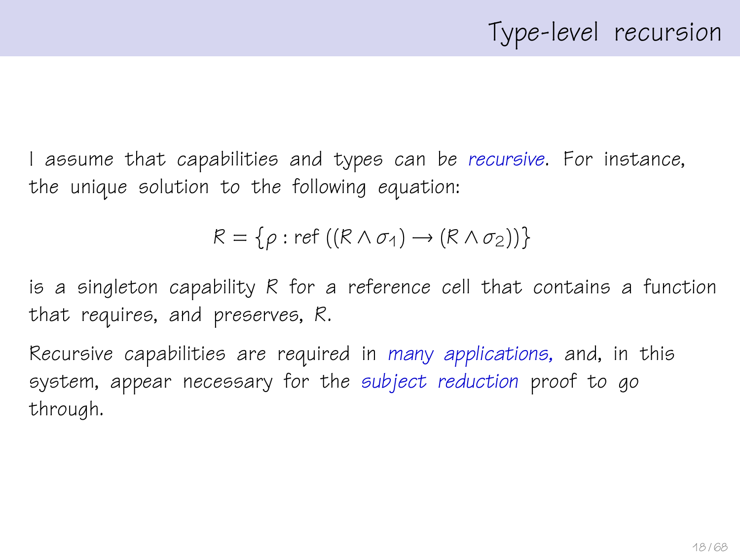# Type-level recursion

I assume that capabilities and types can be *recursive*. For instance, the unique solution to the following equation:

$$R = \{\rho : \mathrm{ref}\ ((R \wedge \sigma_1) \to (R \wedge \sigma_2))\}$$

is a singleton capability $R$ for a reference cell that contains a function that requires, and preserves, $R$.

Recursive capabilities are required in *many applications*, and, in this system, appear necessary for the *subject reduction* proof to go through.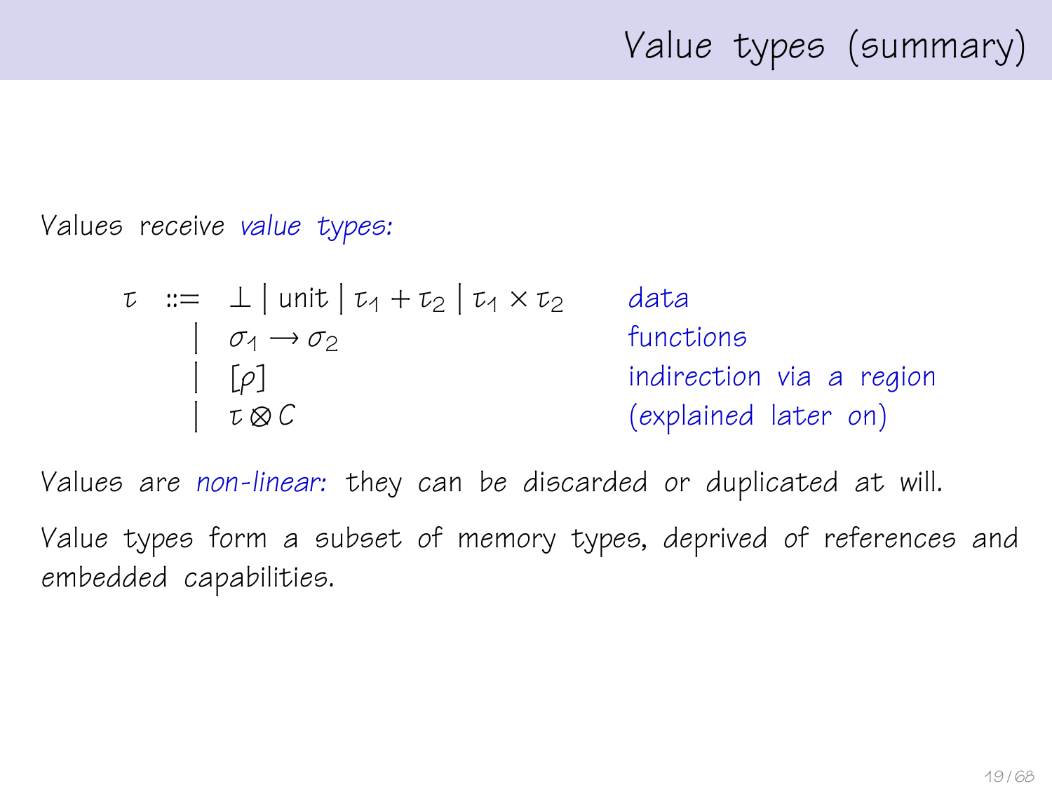# Value types (summary)

Values receive *value types:*

$$
\begin{array}{rcll}
\tau & ::= & \bot \mid \text{unit} \mid \tau_1 + \tau_2 \mid \tau_1 \times \tau_2 & \text{data} \\
& \mid & \sigma_1 \rightarrow \sigma_2 & \text{functions} \\
& \mid & [\rho] & \text{indirection via a region} \\
& \mid & \tau \otimes C & \text{(explained later on)}
\end{array}
$$

Values are *non-linear:* they can be discarded or duplicated at will.

Value types form a subset of memory types, deprived of references and embedded capabilities.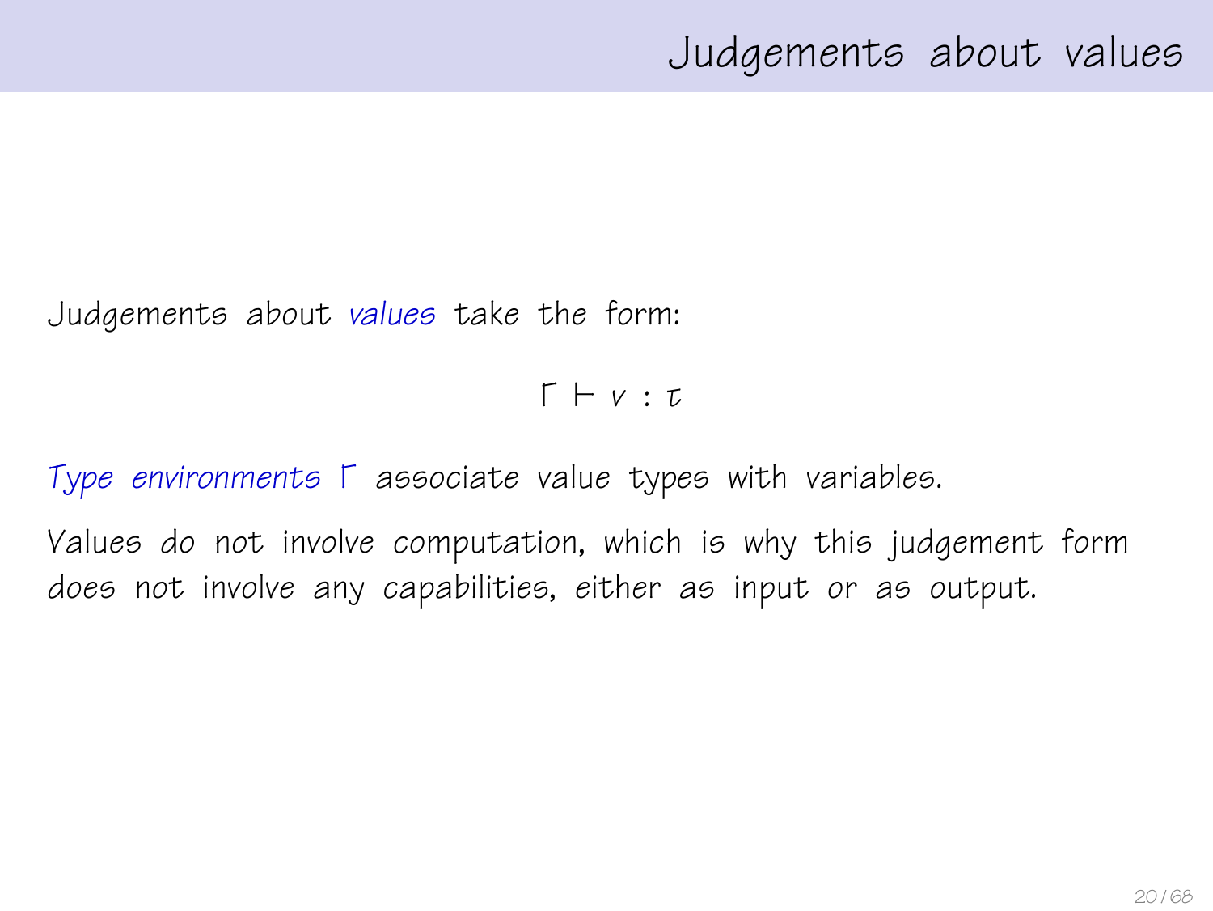# Judgements about values

Judgements about *values* take the form:

$$\Gamma \vdash v : \tau$$

*Type environments* $\Gamma$ associate value types with variables.

Values do not involve computation, which is why this judgement form does not involve any capabilities, either as input or as output.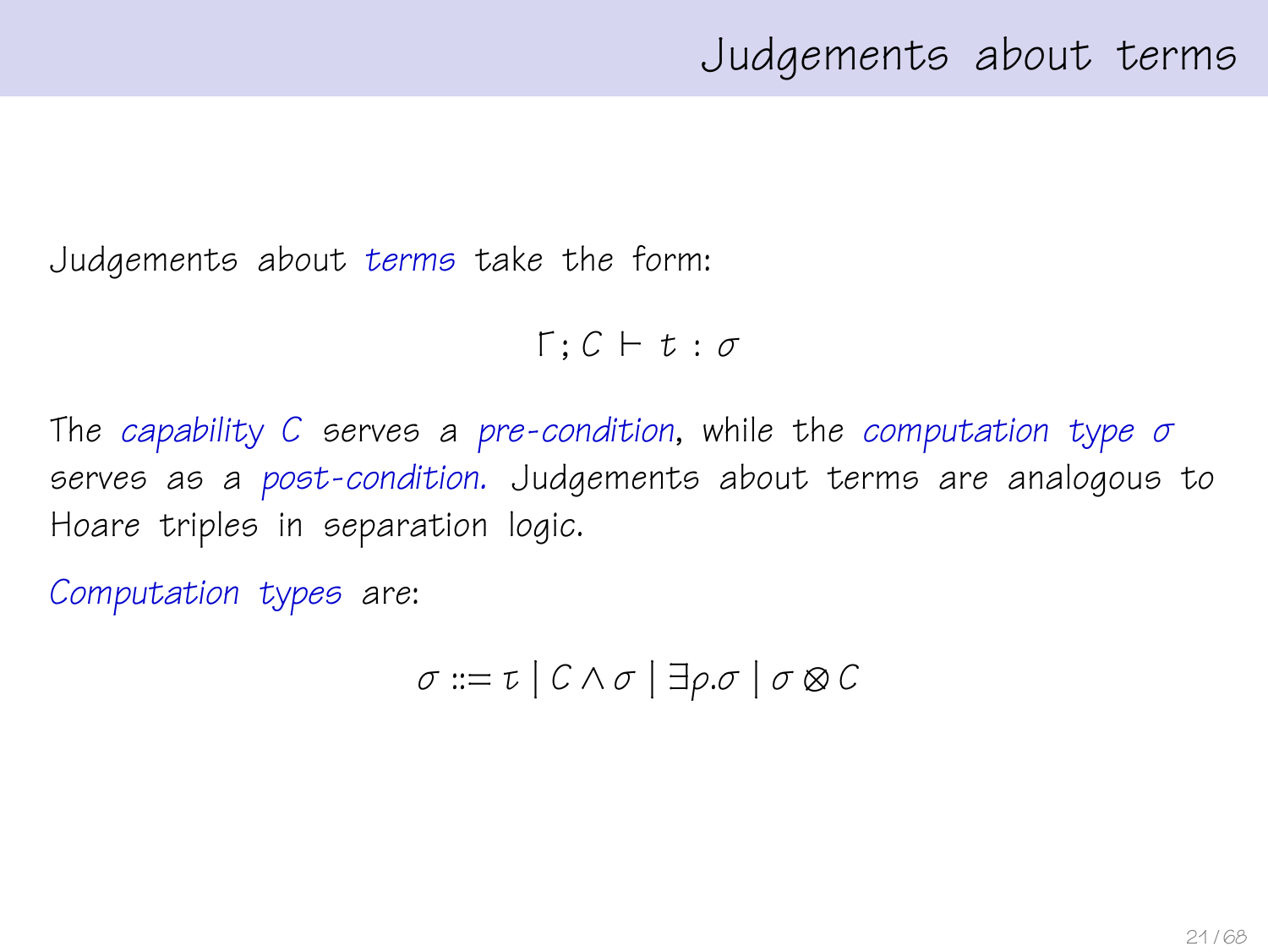# Judgements about terms

Judgements about *terms* take the form:

$$\Gamma ; C \vdash t : \sigma$$

The *capability $C$* serves a *pre-condition*, while the *computation type $\sigma$* serves as a *post-condition.* Judgements about terms are analogous to Hoare triples in separation logic.

*Computation types* are:

$$\sigma ::= \tau \mid C \wedge \sigma \mid \exists \rho . \sigma \mid \sigma \otimes C$$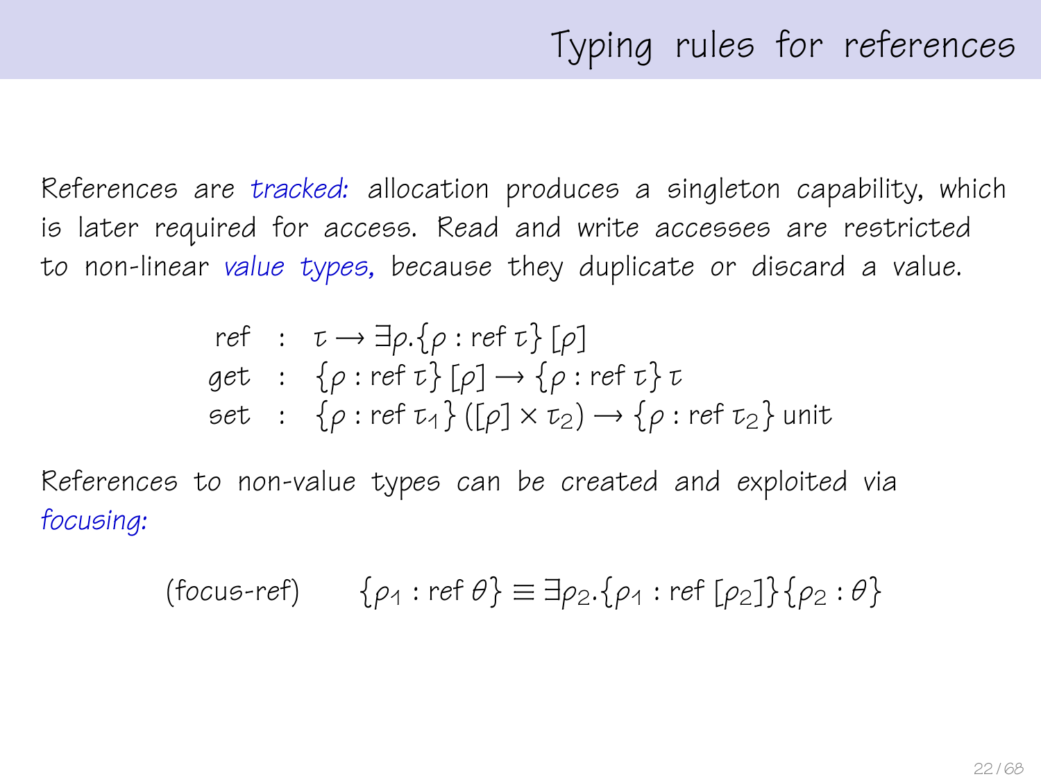# Typing rules for references

References are *tracked:* allocation produces a singleton capability, which is later required for access. Read and write accesses are restricted to non-linear *value types,* because they duplicate or discard a value.

$$
\begin{array}{lcl}
\mathsf{ref} & : & \tau \rightarrow \exists \rho.\{\rho : \mathsf{ref}\,\tau\}\,[\rho] \\
\mathit{get} & : & \{\rho : \mathsf{ref}\,\tau\}\,[\rho] \rightarrow \{\rho : \mathsf{ref}\,\tau\}\,\tau \\
\mathit{set} & : & \{\rho : \mathsf{ref}\,\tau_1\}\,([\rho] \times \tau_2) \rightarrow \{\rho : \mathsf{ref}\,\tau_2\}\,\mathsf{unit}
\end{array}
$$

References to non-value types can be created and exploited via *focusing:*

$$
\text{(focus-ref)} \qquad \{\rho_1 : \mathsf{ref}\,\theta\} \equiv \exists \rho_2.\{\rho_1 : \mathsf{ref}\,[\rho_2]\}\{\rho_2 : \theta\}
$$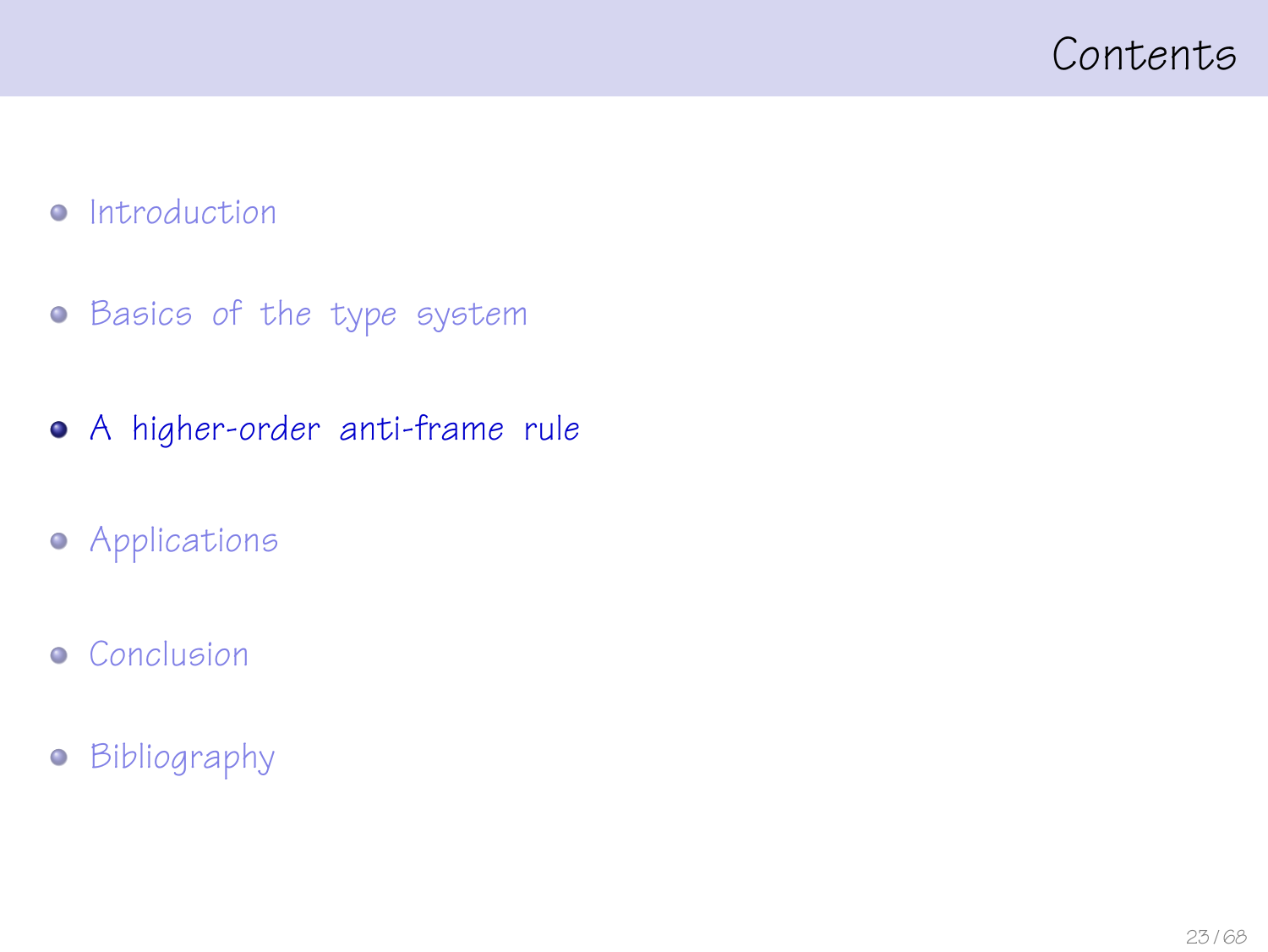# Contents

- Introduction
- Basics of the type system
- **A higher-order anti-frame rule**
- Applications
- Conclusion
- Bibliography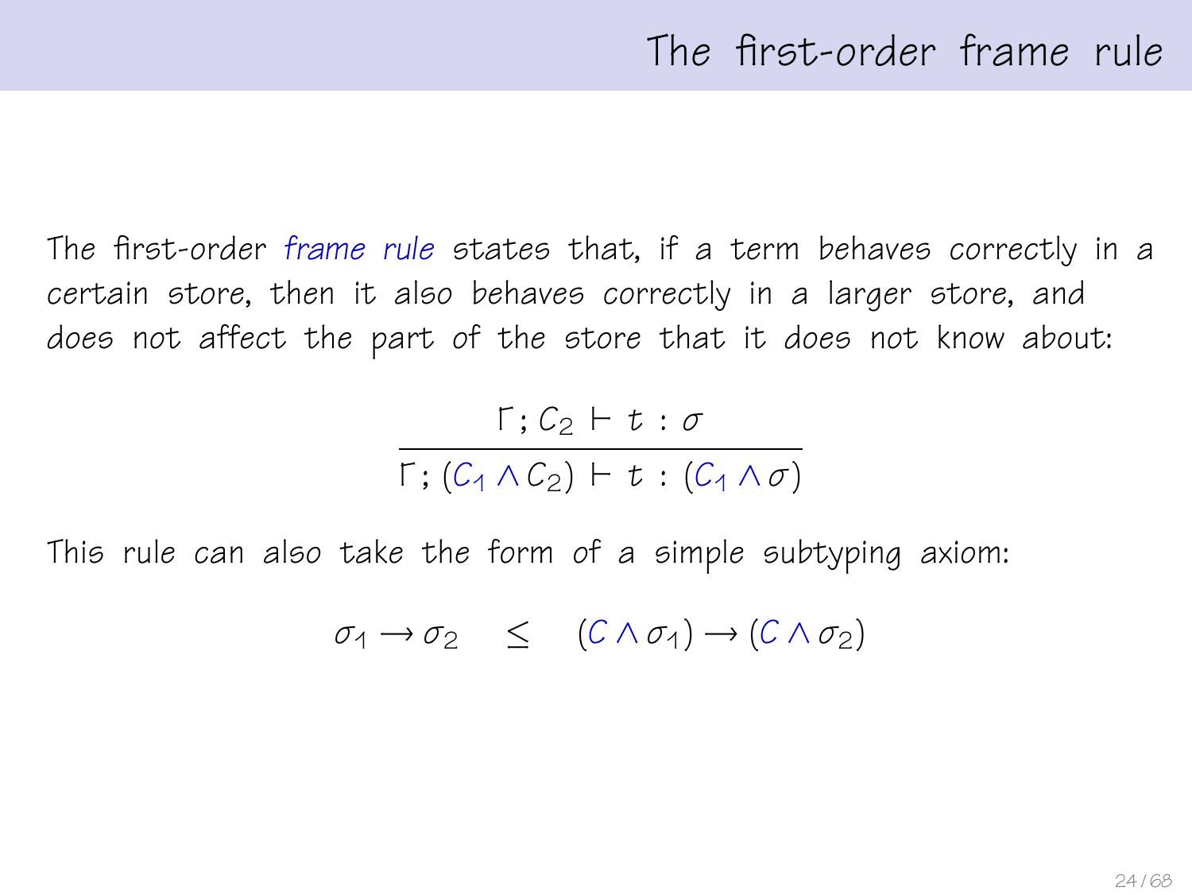# The first-order frame rule

The first-order *frame rule* states that, if a term behaves correctly in a certain store, then it also behaves correctly in a larger store, and does not affect the part of the store that it does not know about:

$$\frac{\Gamma; C_2 \vdash t : \sigma}{\Gamma; (C_1 \wedge C_2) \vdash t : (C_1 \wedge \sigma)}$$

This rule can also take the form of a simple subtyping axiom:

$$\sigma_1 \rightarrow \sigma_2 \quad \leq \quad (C \wedge \sigma_1) \rightarrow (C \wedge \sigma_2)$$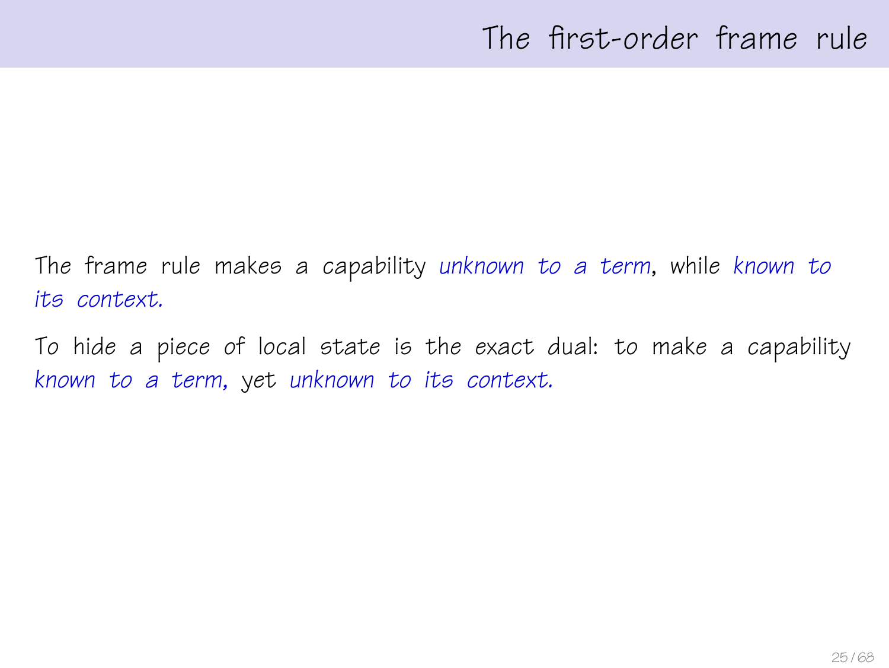# The first-order frame rule

The frame rule makes a capability *unknown to a term*, while *known to its context.*

To hide a piece of local state is the exact dual: to make a capability *known to a term,* yet *unknown to its context.*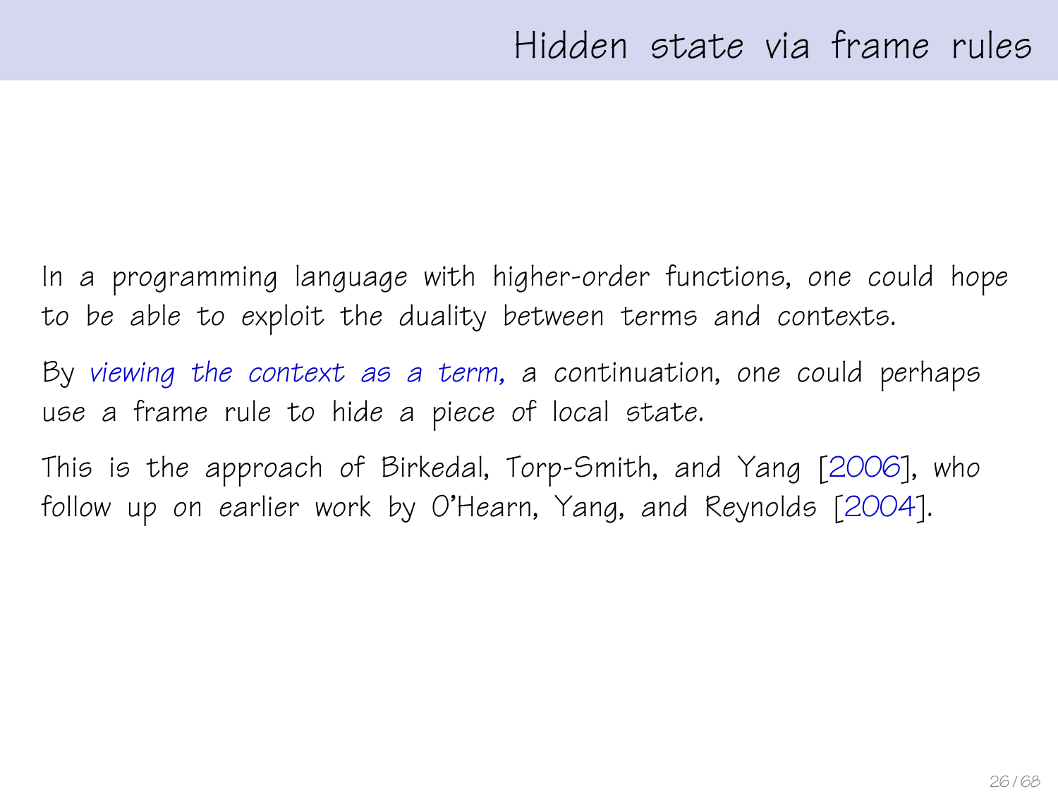# Hidden state via frame rules

In a programming language with higher-order functions, *one could hope* to be able to exploit the duality between terms and contexts.

By *viewing the context as a term*, a continuation, *one could perhaps* use a frame rule to hide a piece of local state.

This is the approach of Birkedal, Torp-Smith, and Yang [2006], who follow up on earlier work by O'Hearn, Yang, and Reynolds [2004].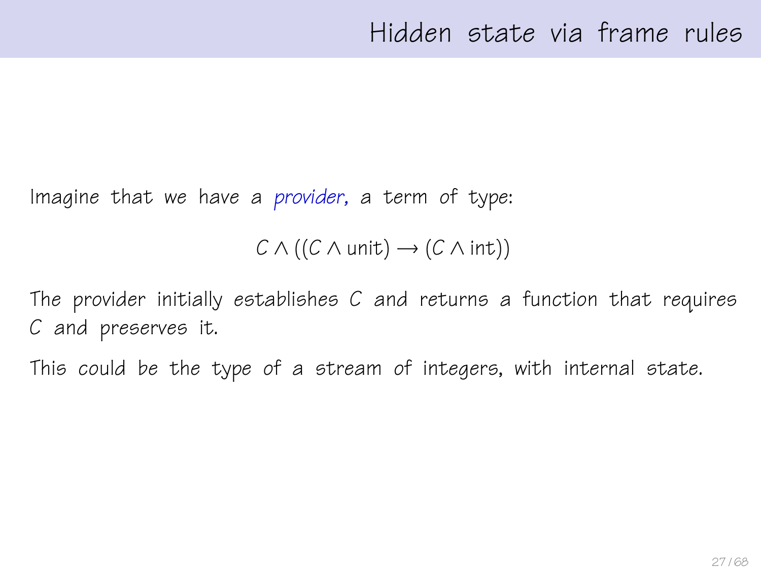# Hidden state via frame rules

Imagine that we have a *provider*, a term of type:

$$C \wedge ((C \wedge \text{unit}) \rightarrow (C \wedge \text{int}))$$

The provider initially establishes $C$ and returns a function that requires $C$ and preserves it.

This could be the type of a stream of integers, with internal state.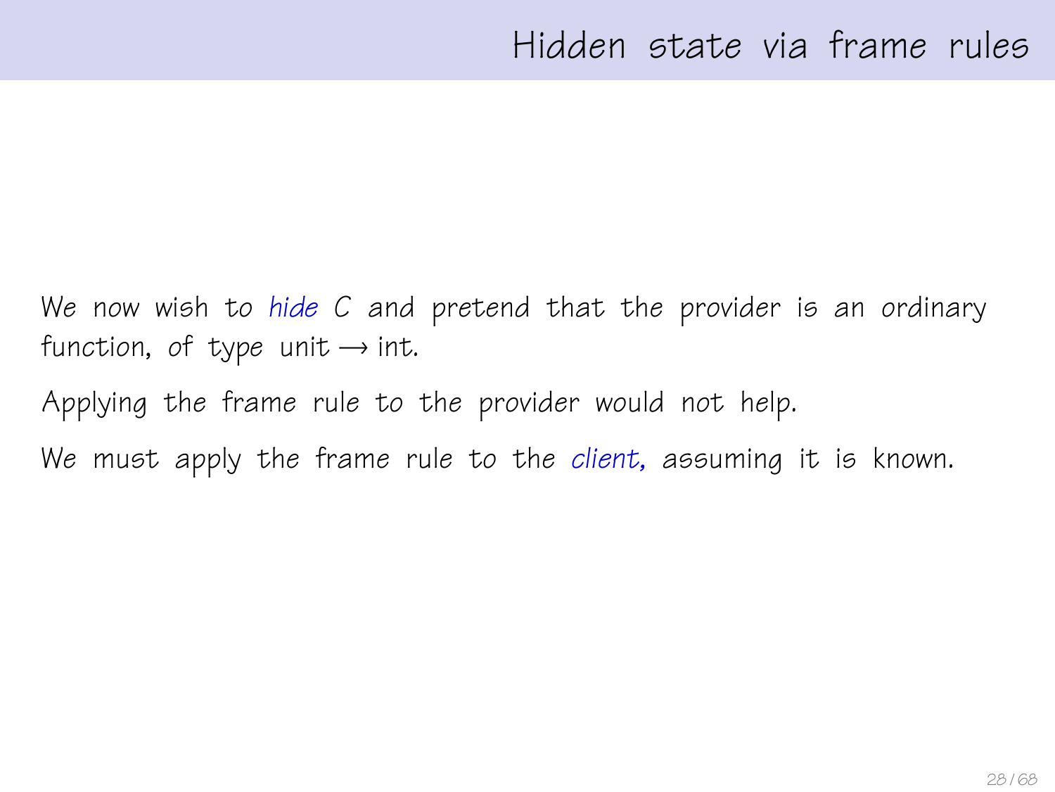# Hidden state via frame rules

We now wish to *hide* $C$ and pretend that the provider is an ordinary function, of type unit $\rightarrow$ int.

Applying the frame rule to the provider would not help.

We must apply the frame rule to the *client,* assuming it is known.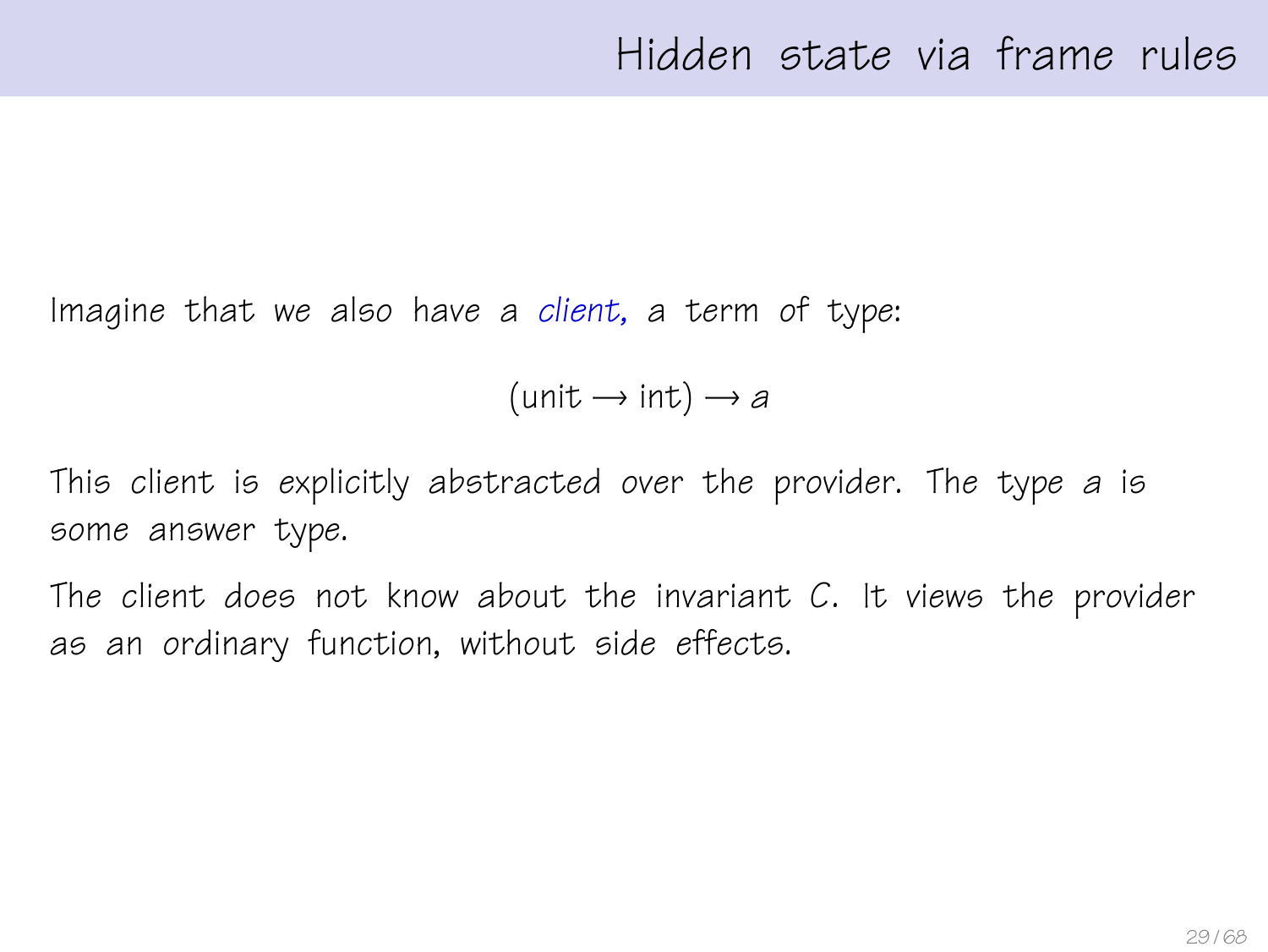# Hidden state via frame rules

Imagine that we also have a *client*, a term of type:

$$(\text{unit} \rightarrow \text{int}) \rightarrow a$$

This client is explicitly abstracted over the provider. The type $a$ is some answer type.

The client does not know about the invariant $C$. It views the provider as an ordinary function, without side effects.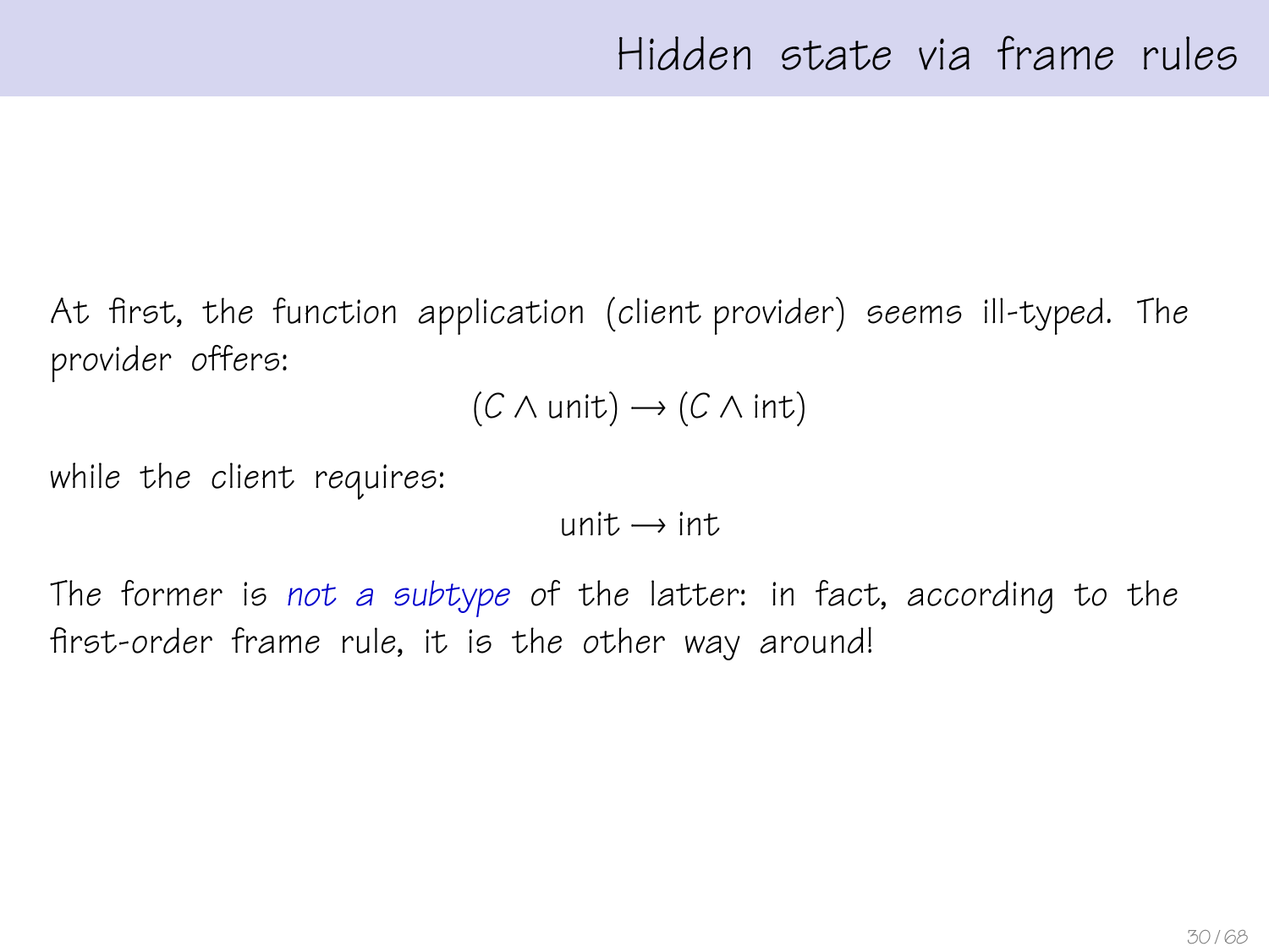# Hidden state via frame rules

At first, the function application (client provider) seems ill-typed. The provider offers:

$$(C \wedge \text{unit}) \longrightarrow (C \wedge \text{int})$$

while the client requires:

$$\text{unit} \longrightarrow \text{int}$$

The former is *not a subtype* of the latter: in fact, according to the first-order frame rule, it is the other way around!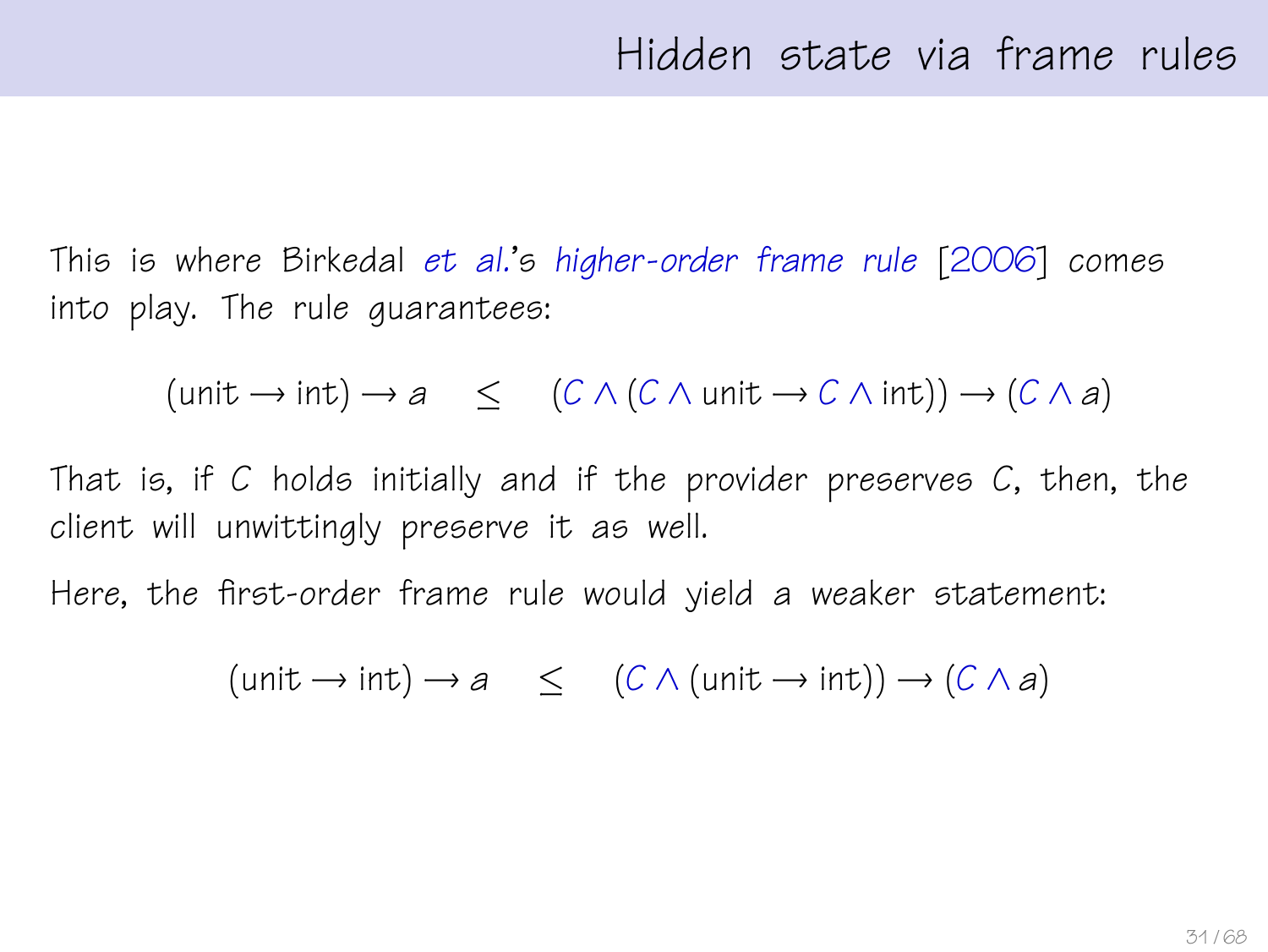# Hidden state via frame rules

This is where Birkedal *et al.*'s *higher-order frame rule* [2006] comes into play. The rule guarantees:

$$(\text{unit} \rightarrow \text{int}) \rightarrow a \quad \leq \quad (C \wedge (C \wedge \text{unit} \rightarrow C \wedge \text{int})) \rightarrow (C \wedge a)$$

That is, if $C$ holds initially and if the provider preserves $C$, then, the client will unwittingly preserve it as well.

Here, the first-order frame rule would yield a weaker statement:

$$(\text{unit} \rightarrow \text{int}) \rightarrow a \quad \leq \quad (C \wedge (\text{unit} \rightarrow \text{int})) \rightarrow (C \wedge a)$$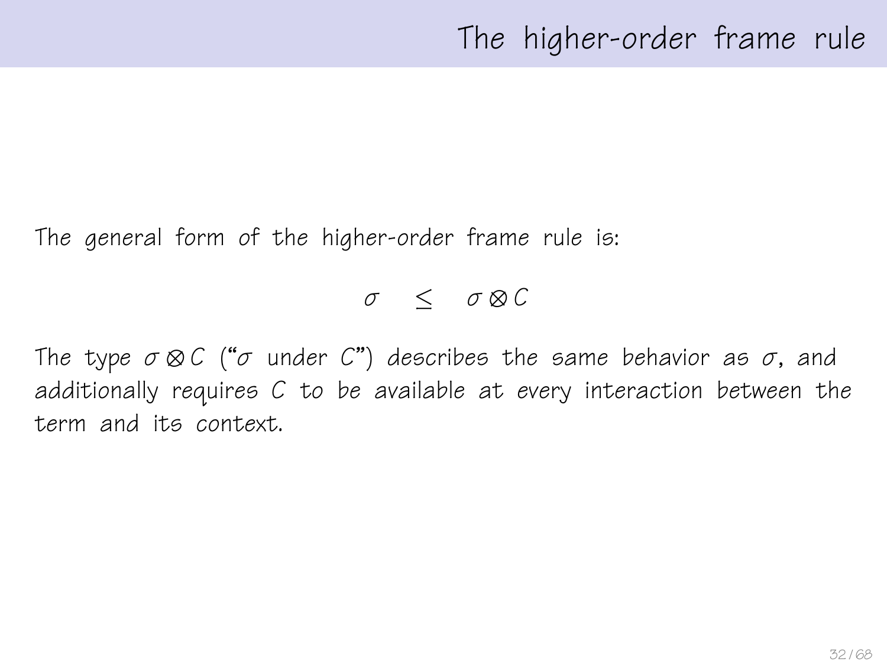# The higher-order frame rule

The general form of the higher-order frame rule is:

$$\sigma \quad \leq \quad \sigma \otimes C$$

The type $\sigma \otimes C$ ("$\sigma$ under $C$") describes the same behavior as $\sigma$, and additionally requires $C$ to be available at every interaction between the term and its context.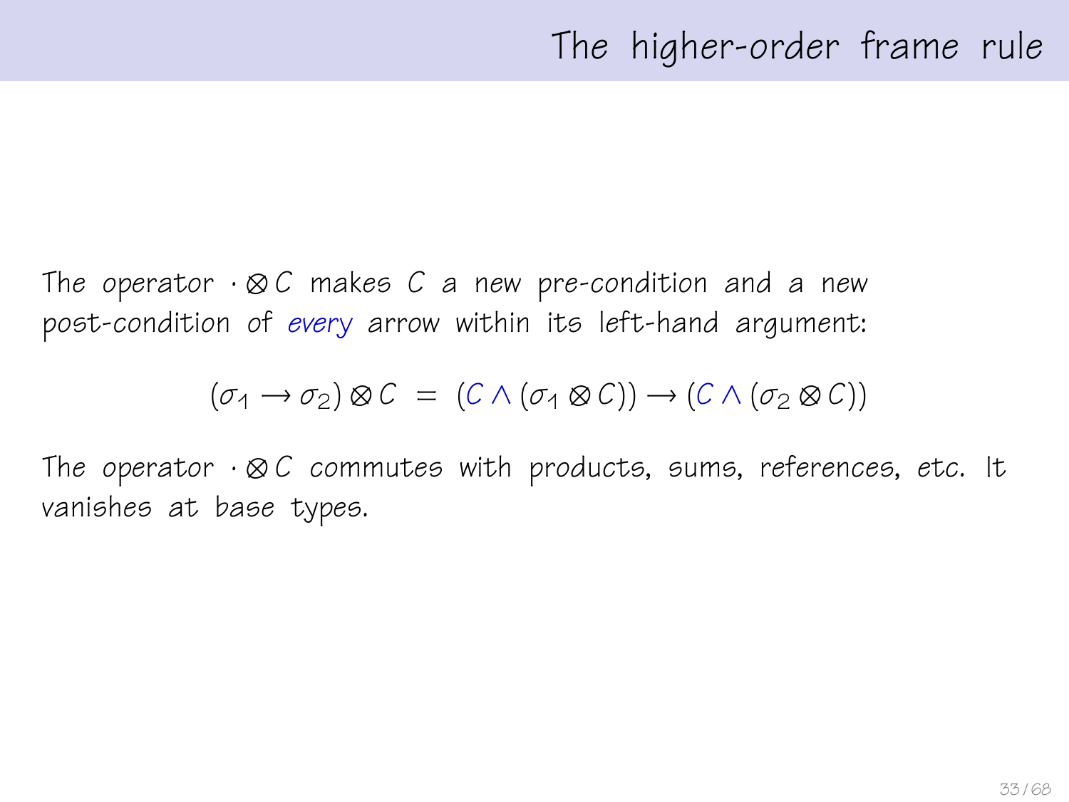# The higher-order frame rule

The operator $\cdot \otimes C$ makes $C$ a new pre-condition and a new post-condition of *every* arrow within its left-hand argument:

$$(\sigma_1 \rightarrow \sigma_2) \otimes C \;=\; (C \wedge (\sigma_1 \otimes C)) \rightarrow (C \wedge (\sigma_2 \otimes C))$$

The operator $\cdot \otimes C$ commutes with products, sums, references, etc. It vanishes at base types.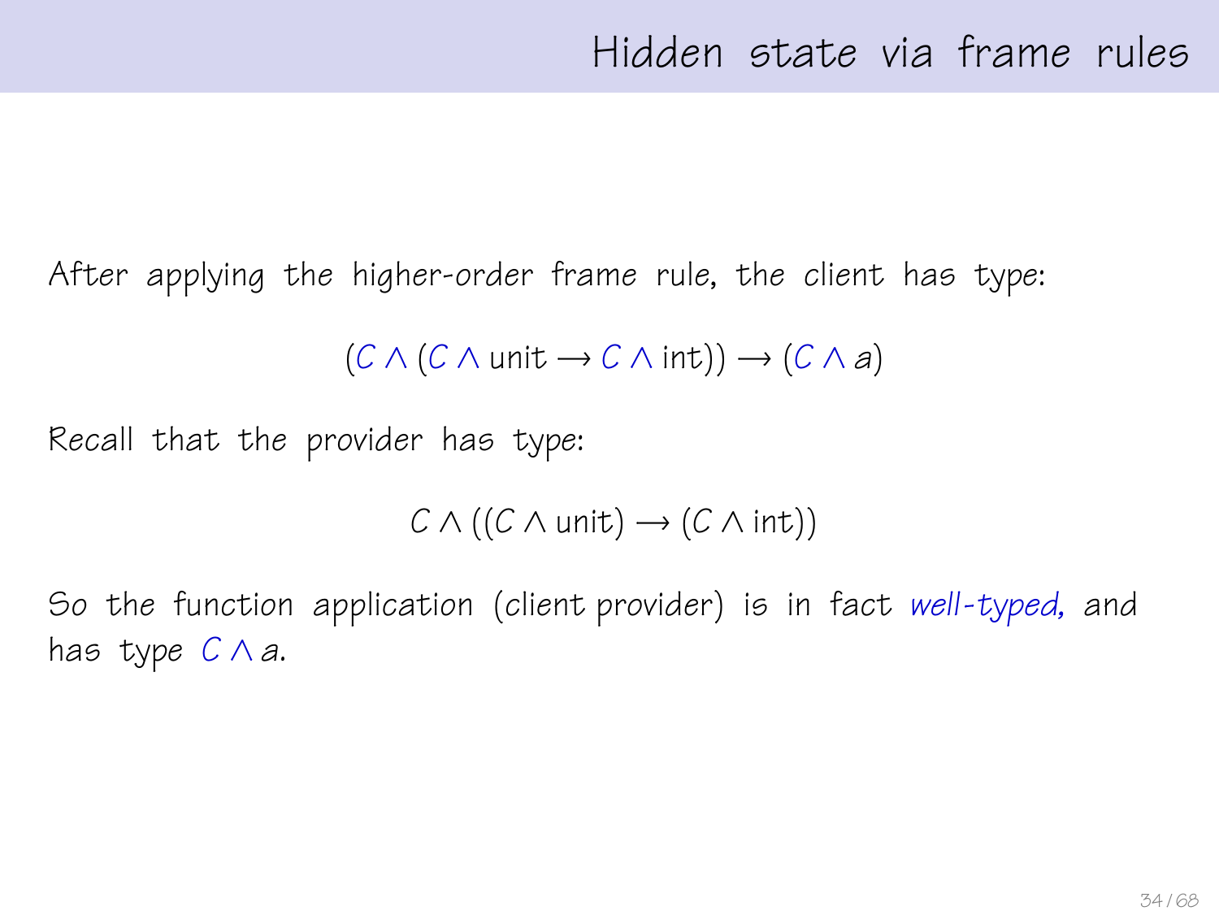# Hidden state via frame rules

After applying the higher-order frame rule, the client has type:

$$(C \wedge (C \wedge \mathsf{unit} \longrightarrow C \wedge \mathsf{int})) \longrightarrow (C \wedge a)$$

Recall that the provider has type:

$$C \wedge ((C \wedge \mathsf{unit}) \longrightarrow (C \wedge \mathsf{int}))$$

So the function application (client provider) is in fact *well-typed*, and has type $C \wedge a$.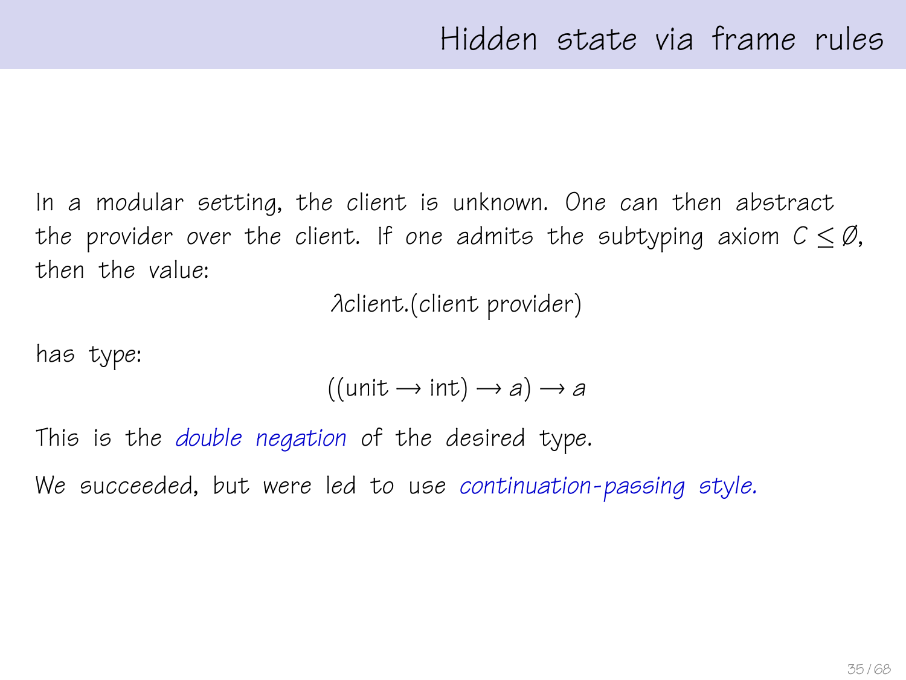# Hidden state via frame rules

In a modular setting, the client is unknown. One can then abstract the provider over the client. If one admits the subtyping axiom $C \leq \emptyset$, then the value:

$$\lambda \text{client}.(\text{client provider})$$

has type:

$$((\text{unit} \rightarrow \text{int}) \rightarrow a) \rightarrow a$$

This is the *double negation* of the desired type.

We succeeded, but were led to use *continuation-passing style.*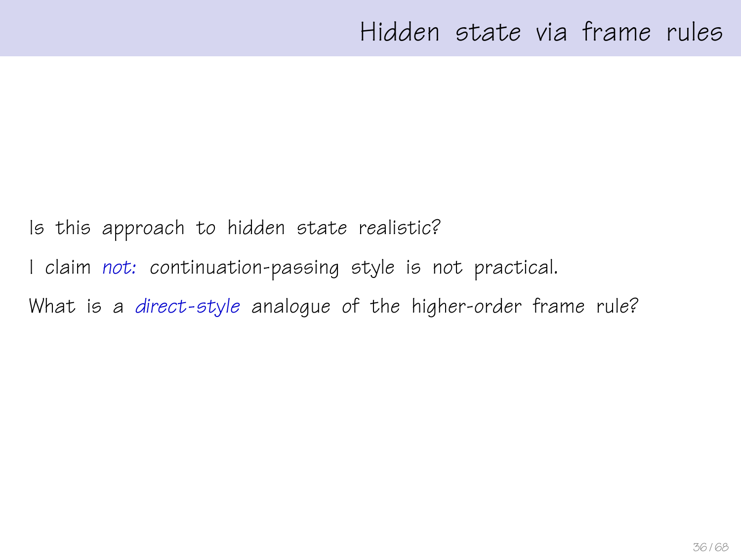# Hidden state via frame rules

Is this approach to hidden state realistic?

I claim *not:* continuation-passing style is not practical.

What is a *direct-style* analogue of the higher-order frame rule?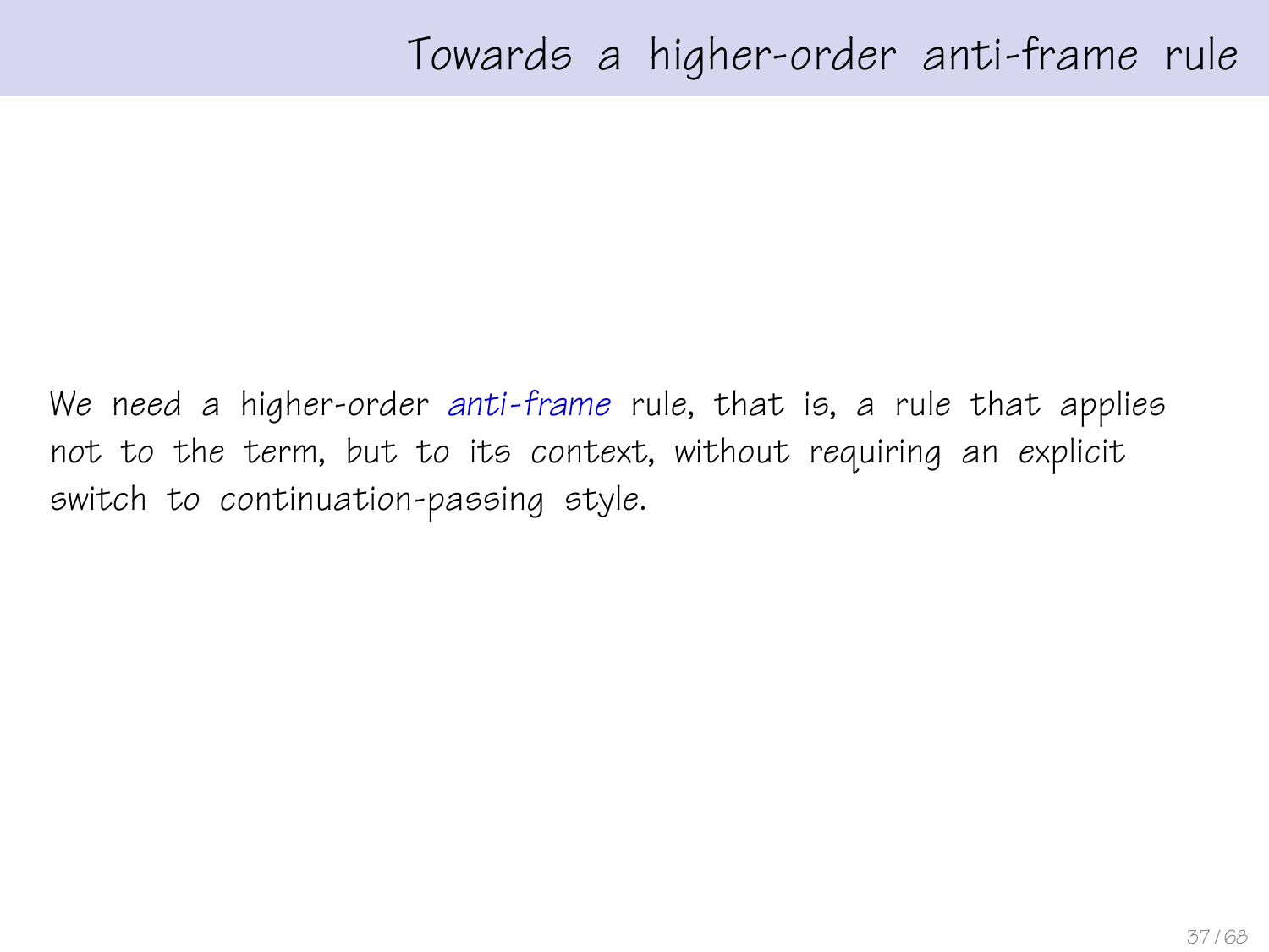# Towards a higher-order anti-frame rule

We need a higher-order *anti-frame* rule, that is, a rule that applies not to the term, but to its context, without requiring an explicit switch to continuation-passing style.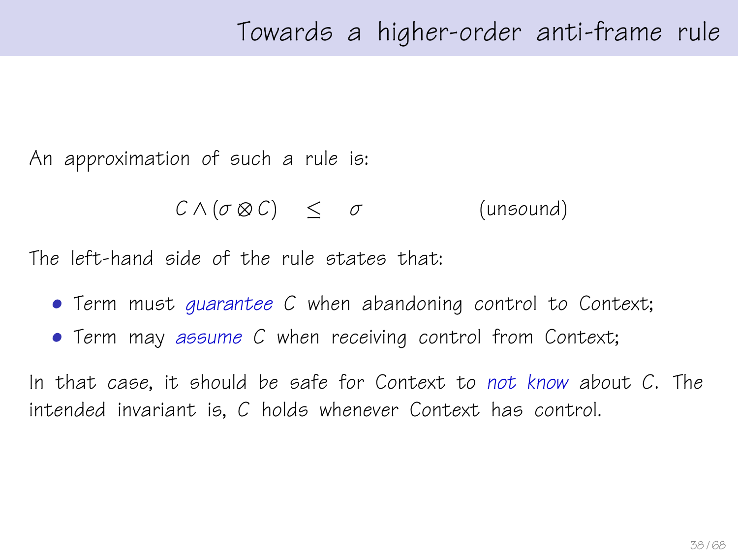# Towards a higher-order anti-frame rule

An approximation of such a rule is:

$$C \wedge (\sigma \otimes C) \quad \leq \quad \sigma \qquad\qquad \text{(unsound)}$$

The left-hand side of the rule states that:

- Term must *guarantee* $C$ when abandoning control to Context;
- Term may *assume* $C$ when receiving control from Context;

In that case, it should be safe for Context to *not know* about $C$. The intended invariant is, $C$ holds whenever Context has control.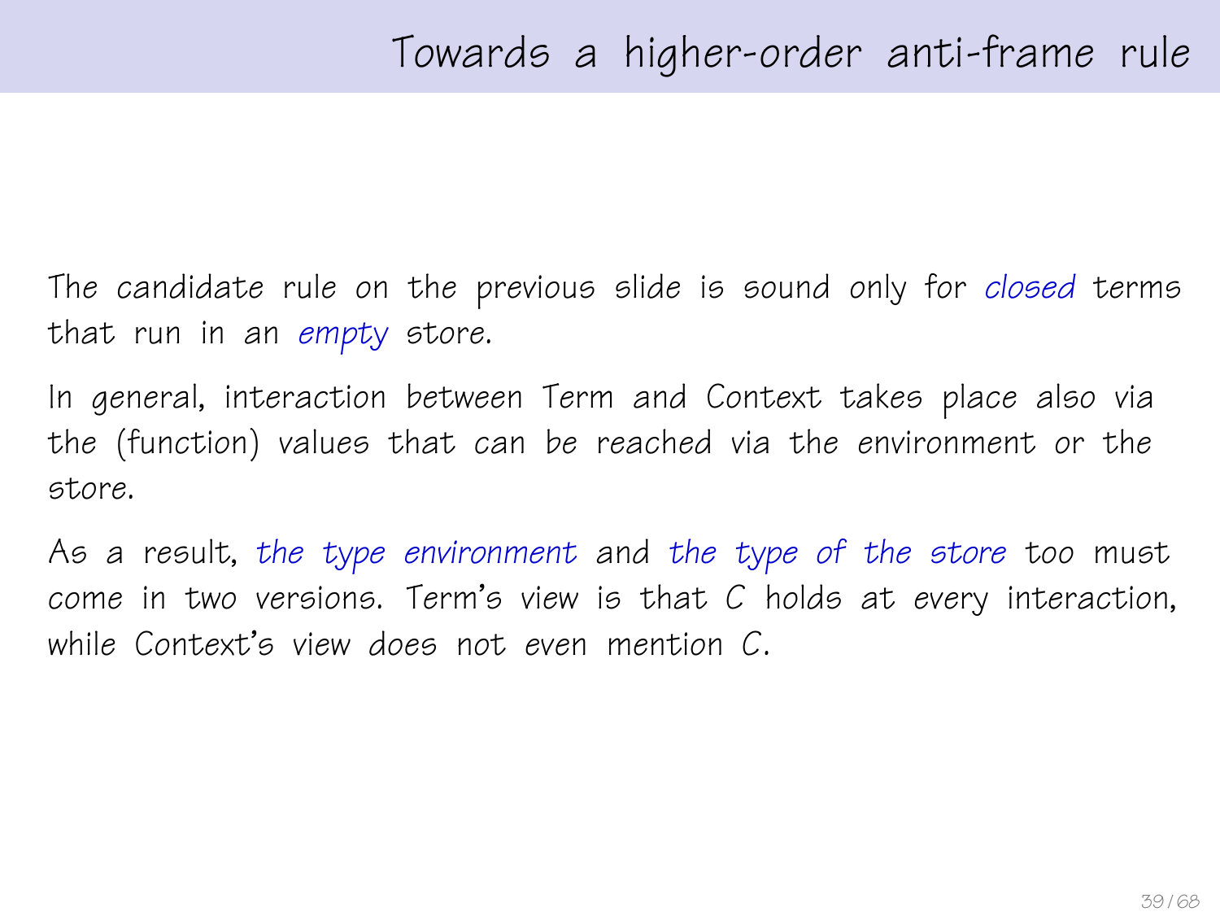# Towards a higher-order anti-frame rule

The candidate rule on the previous slide is sound only for *closed* terms that run in an *empty* store.

In general, interaction between Term and Context takes place also via the (function) values that can be reached via the environment or the store.

As a result, *the type environment* and *the type of the store* too must come in two versions. Term's view is that $C$ holds at every interaction, while Context's view does not even mention $C$.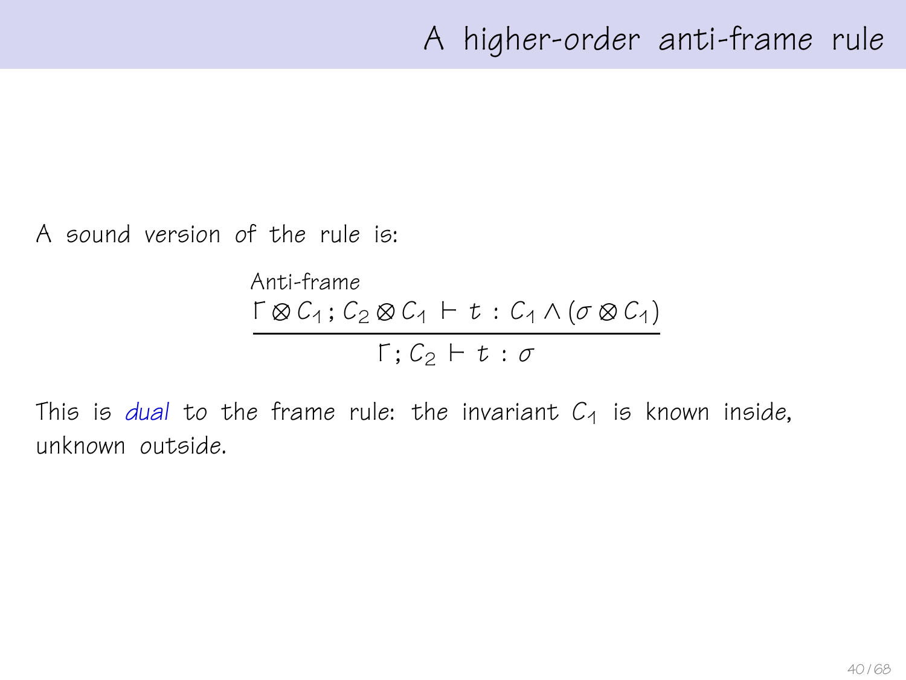# A higher-order anti-frame rule

A sound version of the rule is:

$$\text{Anti-frame}\quad \frac{\Gamma \otimes C_1 \,;\, C_2 \otimes C_1 \vdash t : C_1 \wedge (\sigma \otimes C_1)}{\Gamma ; C_2 \vdash t : \sigma}$$

This is *dual* to the frame rule: the invariant $C_1$ is known inside, unknown outside.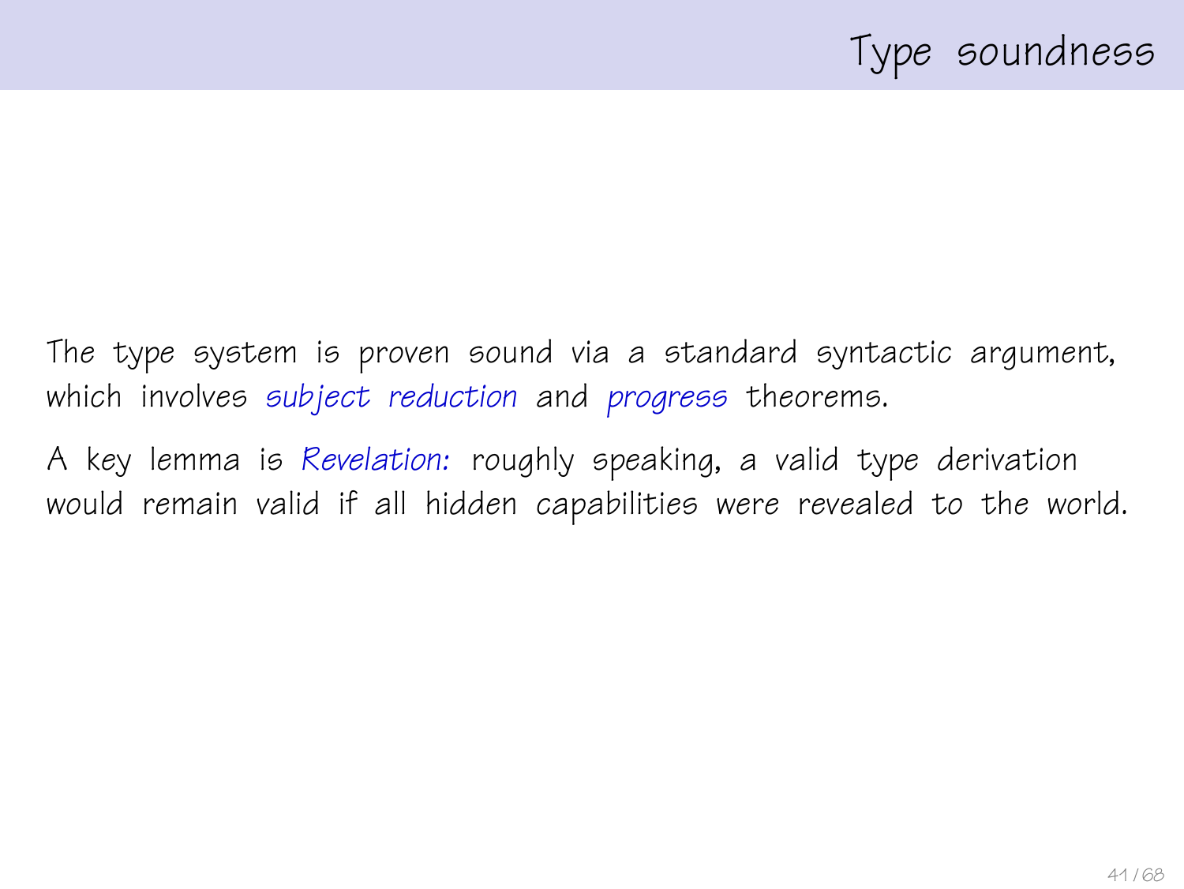# Type soundness

The type system is proven sound via a standard syntactic argument, which involves *subject reduction* and *progress* theorems.

A key lemma is *Revelation:* roughly speaking, a valid type derivation would remain valid if all hidden capabilities were revealed to the world.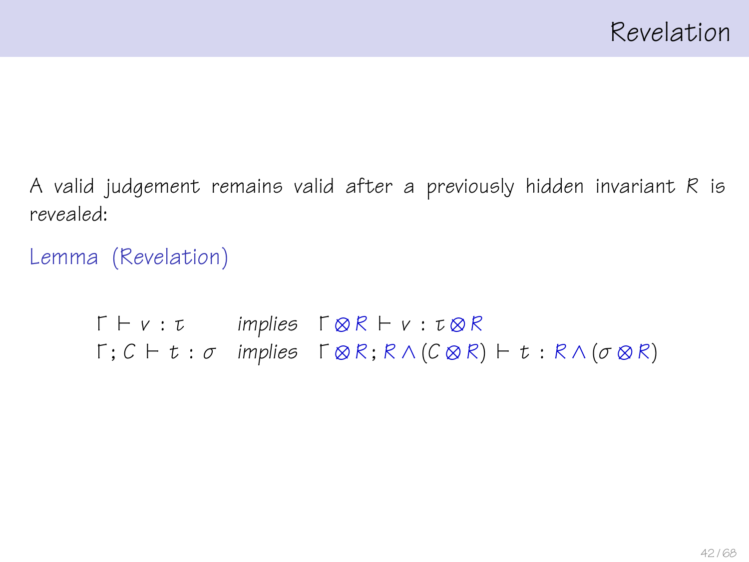# Revelation

A valid judgement remains valid after a previously hidden invariant $R$ is revealed:

**Lemma (Revelation)**

$$
\begin{array}{lll}
\Gamma \vdash v : \tau & \textit{implies} & \Gamma \otimes R \vdash v : \tau \otimes R \\
\Gamma ; C \vdash t : \sigma & \textit{implies} & \Gamma \otimes R ; R \wedge (C \otimes R) \vdash t : R \wedge (\sigma \otimes R)
\end{array}
$$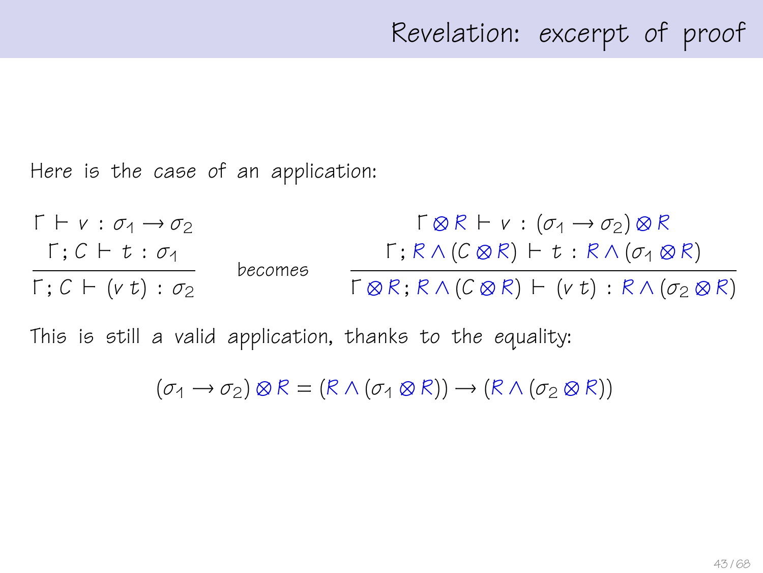# Revelation: excerpt of proof

Here is the case of an application:

$$\frac{\Gamma \vdash v : \sigma_1 \to \sigma_2 \qquad \Gamma; C \vdash t : \sigma_1}{\Gamma; C \vdash (v\, t) : \sigma_2} \quad \text{becomes} \quad \frac{\Gamma \otimes R \vdash v : (\sigma_1 \to \sigma_2) \otimes R \qquad \Gamma; R \wedge (C \otimes R) \vdash t : R \wedge (\sigma_1 \otimes R)}{\Gamma \otimes R; R \wedge (C \otimes R) \vdash (v\, t) : R \wedge (\sigma_2 \otimes R)}$$

This is still a valid application, thanks to the equality:

$$(\sigma_1 \to \sigma_2) \otimes R = (R \wedge (\sigma_1 \otimes R)) \to (R \wedge (\sigma_2 \otimes R))$$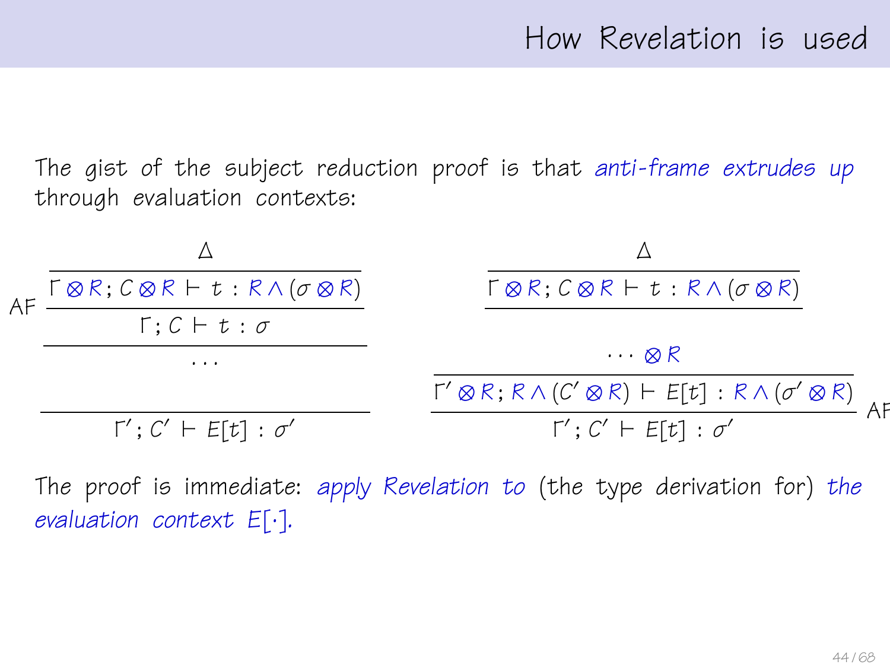# How Revelation is used

The gist of the subject reduction proof is that *anti-frame extrudes up* through evaluation contexts:

$$
\dfrac{\dfrac{\dfrac{\Delta}{\Gamma \otimes R ; C \otimes R \vdash t : R \wedge (\sigma \otimes R)}}{\Gamma ; C \vdash t : \sigma}\,\text{AF}}{\dfrac{\cdots}{\Gamma' ; C' \vdash E[t] : \sigma'}}
\qquad
\dfrac{\dfrac{\dfrac{\Delta}{\Gamma \otimes R ; C \otimes R \vdash t : R \wedge (\sigma \otimes R)}}{\cdots \otimes R}}{\dfrac{\Gamma' \otimes R ; R \wedge (C' \otimes R) \vdash E[t] : R \wedge (\sigma' \otimes R)}{\Gamma' ; C' \vdash E[t] : \sigma'}\,\text{AF}}
$$

The proof is immediate: *apply Revelation to* (the type derivation for) *the evaluation context* $E[\cdot]$.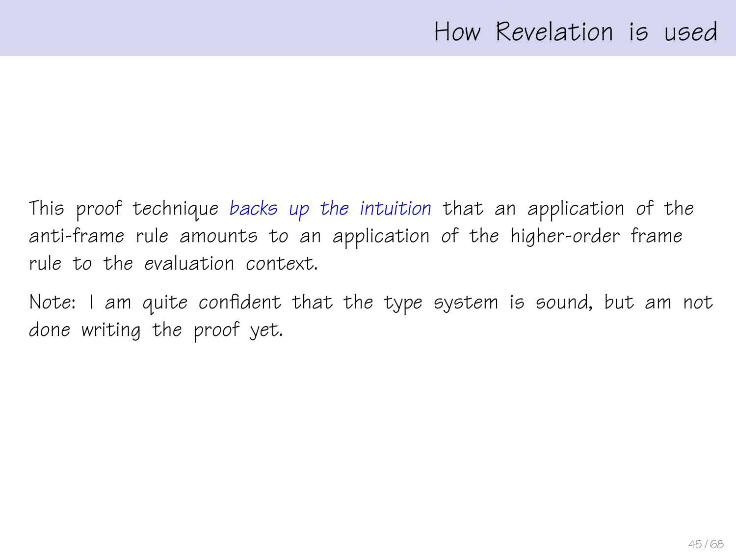# How Revelation is used

This proof technique *backs up the intuition* that an application of the anti-frame rule amounts to an application of the higher-order frame rule to the evaluation context.

Note: I am quite confident that the type system is sound, but am not done writing the proof yet.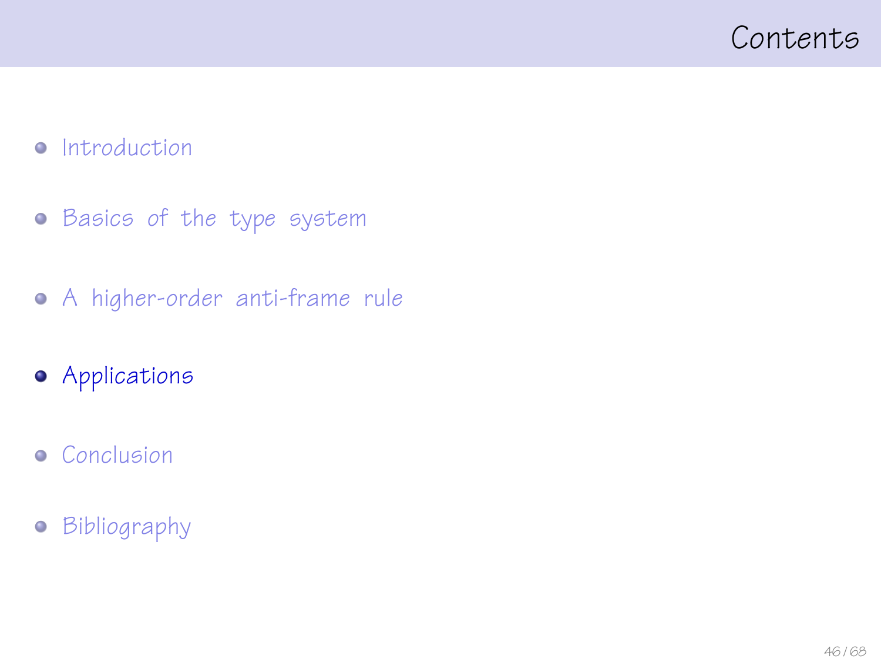# Contents

- Introduction
- Basics of the type system
- A higher-order anti-frame rule
- **Applications**
- Conclusion
- Bibliography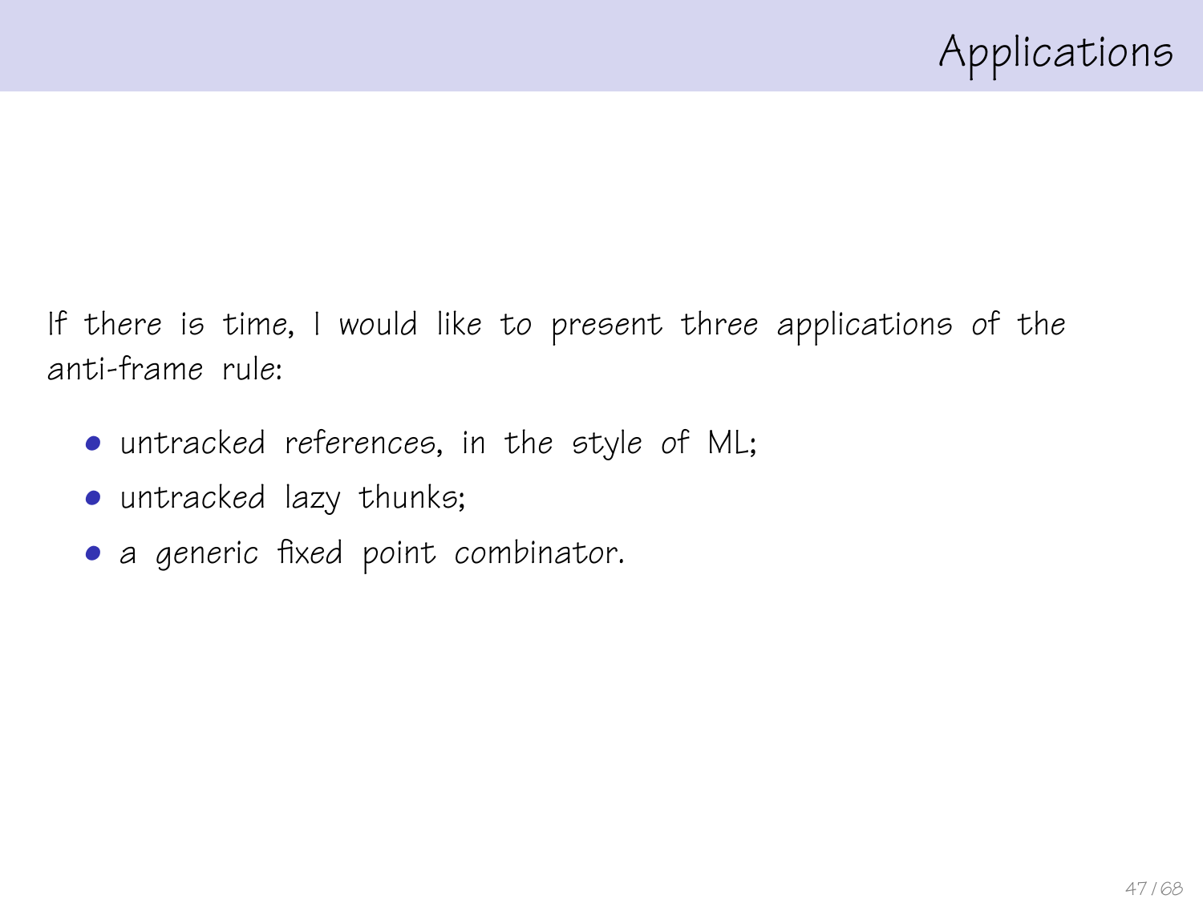# Applications

If there is time, I would like to present three applications of the anti-frame rule:

- untracked references, in the style of ML;
- untracked lazy thunks;
- a generic fixed point combinator.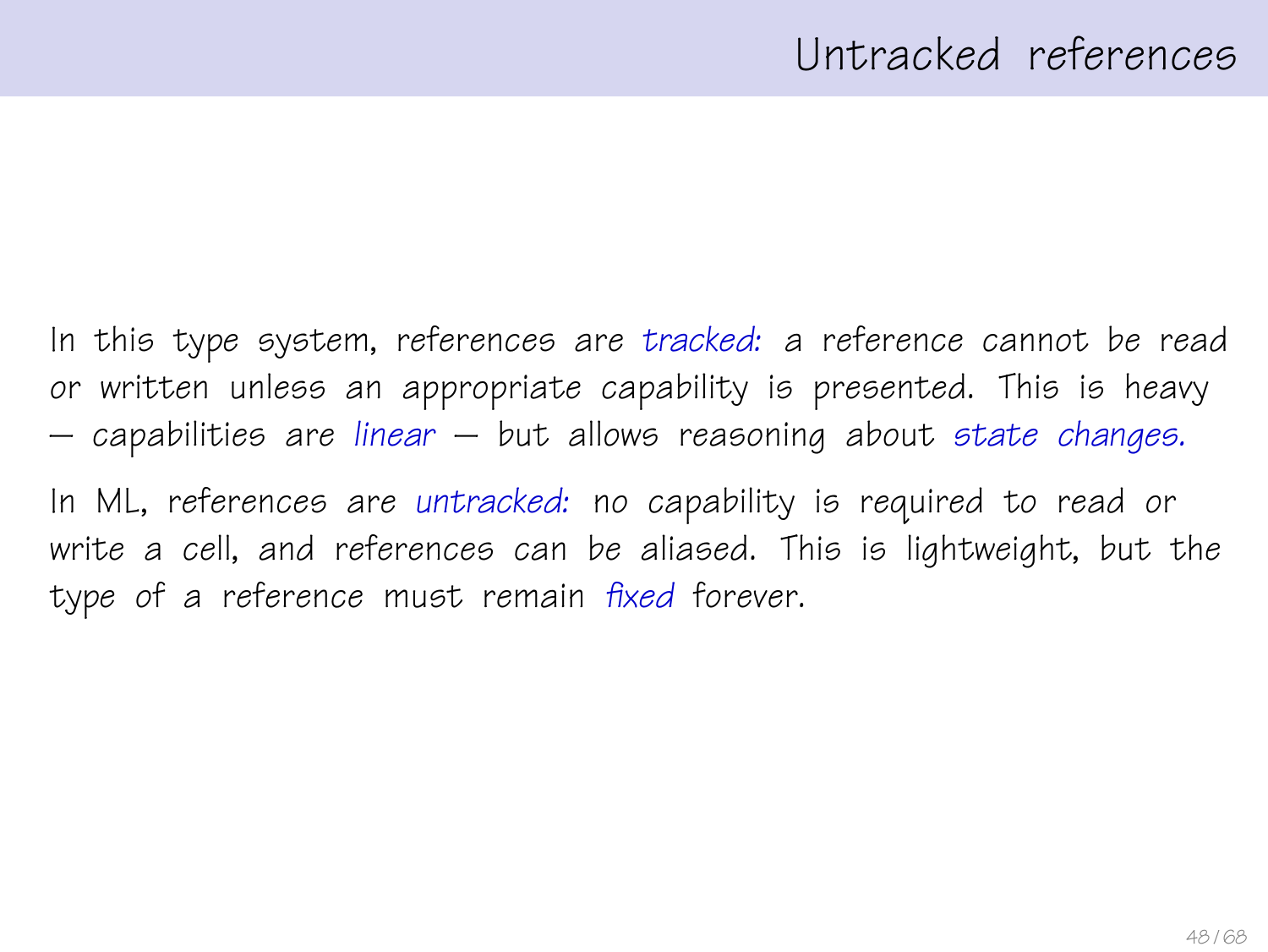# Untracked references

In this type system, references are *tracked:* a reference cannot be read or written unless an appropriate capability is presented. This is heavy — capabilities are *linear* — but allows reasoning about *state changes.*

In ML, references are *untracked:* no capability is required to read or write a cell, and references can be aliased. This is lightweight, but the type of a reference must remain *fixed* forever.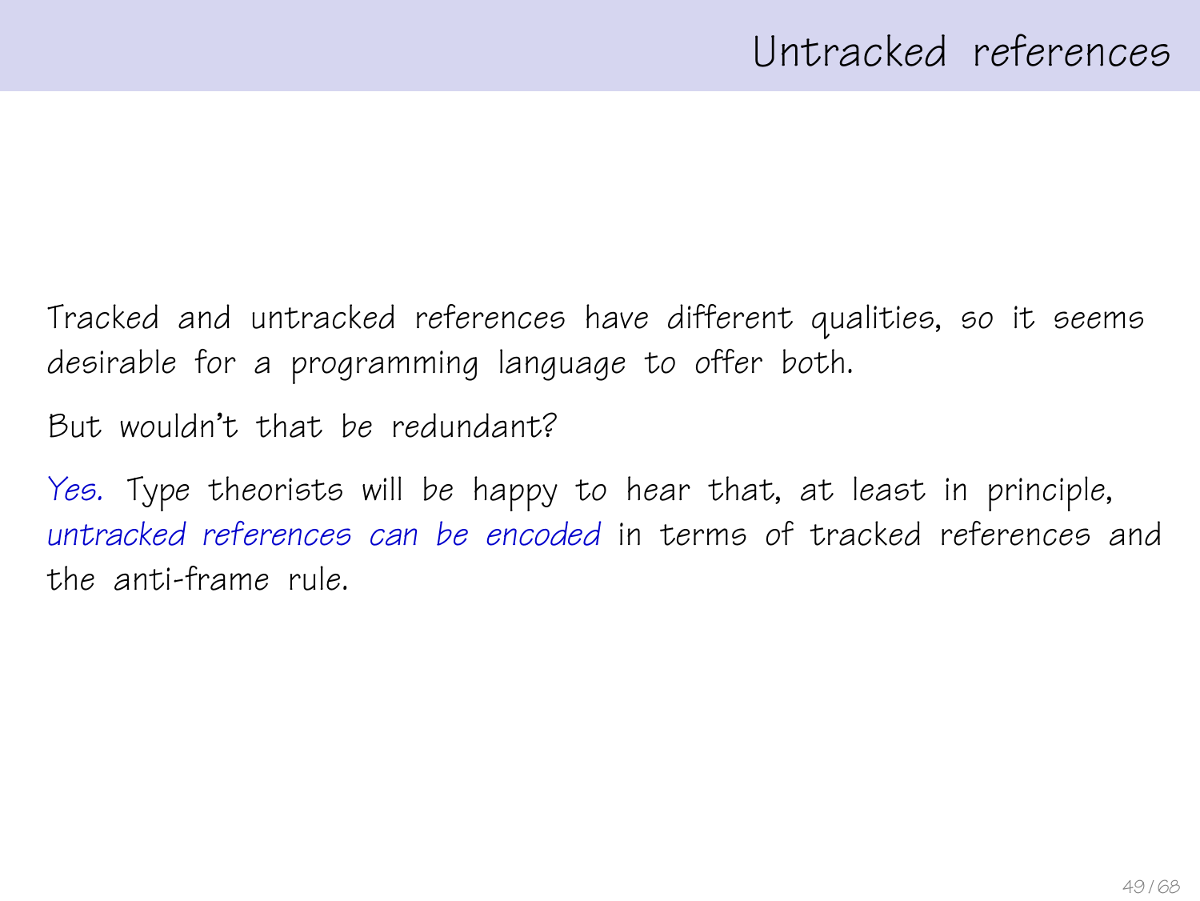# Untracked references

Tracked and untracked references have different qualities, so it seems desirable for a programming language to offer both.

But wouldn't that be redundant?

*Yes.* Type theorists will be happy to hear that, at least in principle, *untracked references can be encoded* in terms of tracked references and the anti-frame rule.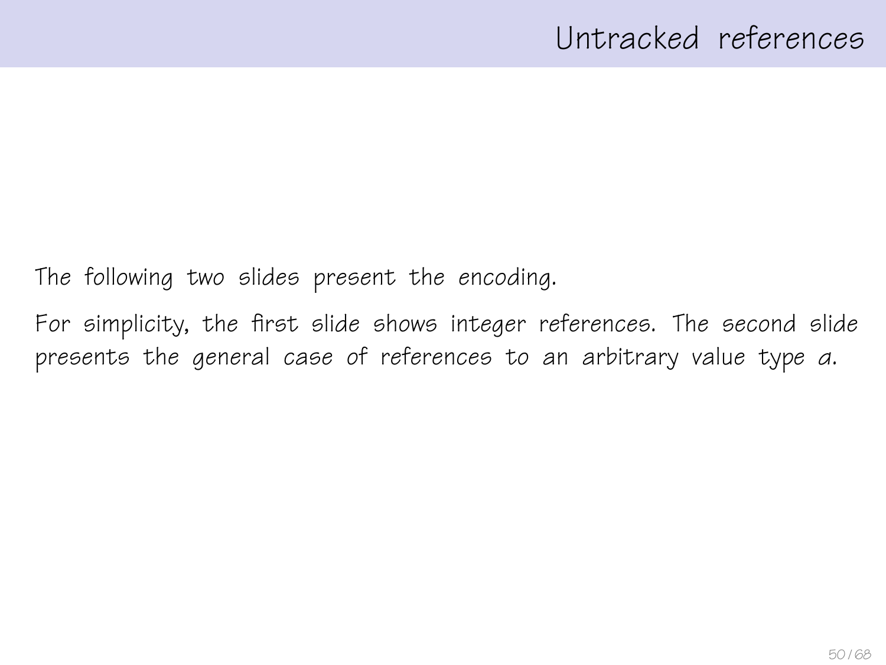# Untracked references

The following two slides present the encoding.

For simplicity, the first slide shows integer references. The second slide presents the general case of references to an arbitrary value type $a$.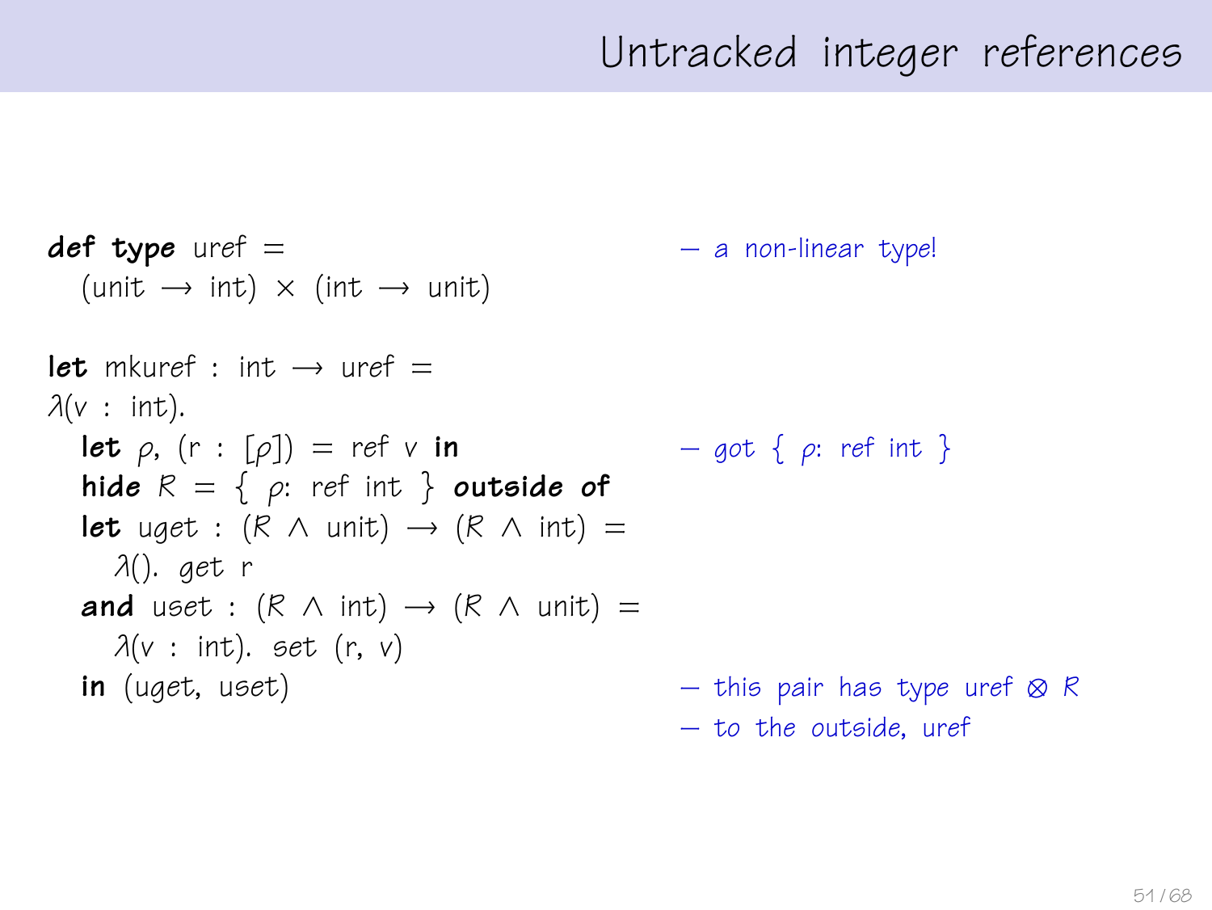# Untracked integer references

```
def type uref =                                  — a non-linear type!
  (unit → int) × (int → unit)

let mkuref : int → uref =
λ(v : int).
  let ρ, (r : [ρ]) = ref v in                    — got { ρ: ref int }
  hide R = { ρ: ref int } outside of
  let uget : (R ∧ unit) → (R ∧ int) =
    λ(). get r
  and uset : (R ∧ int) → (R ∧ unit) =
    λ(v : int). set (r, v)
  in (uget, uset)                                — this pair has type uref ⊗ R
                                                 — to the outside, uref
```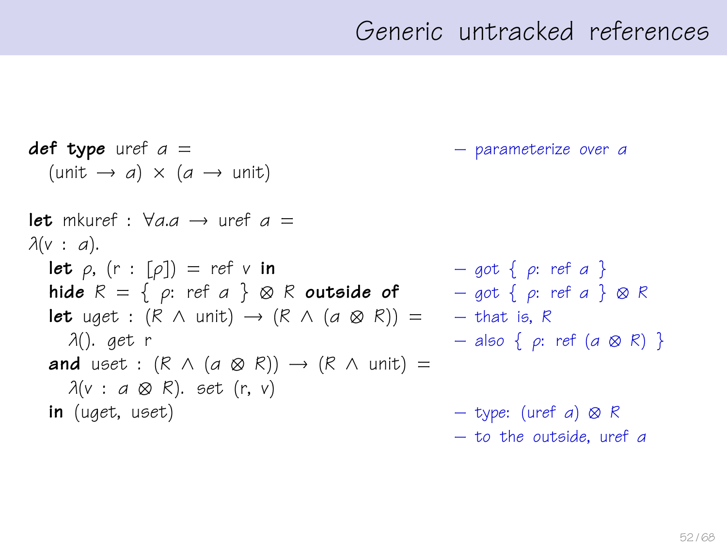# Generic untracked references

```
def type uref a =                                   — parameterize over a
  (unit → a) × (a → unit)

let mkuref : ∀a.a → uref a =
λ(v : a).
  let ρ, (r : [ρ]) = ref v in                        — got { ρ: ref a }
  hide R = { ρ: ref a } ⊗ R outside of              — got { ρ: ref a } ⊗ R
  let uget : (R ∧ unit) → (R ∧ (a ⊗ R)) =           — that is, R
    λ(). get r                                       — also { ρ: ref (a ⊗ R) }
  and uset : (R ∧ (a ⊗ R)) → (R ∧ unit) =
    λ(v : a ⊗ R). set (r, v)
  in (uget, uset)                                    — type: (uref a) ⊗ R
                                                     — to the outside, uref a
```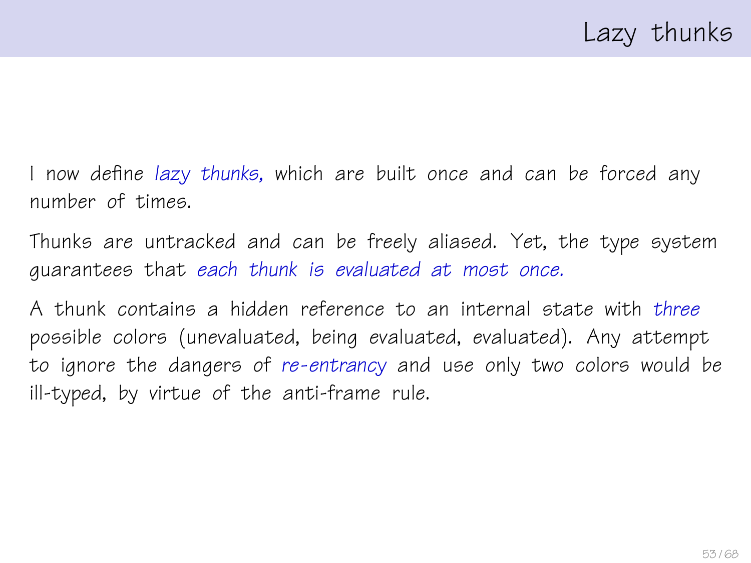# Lazy thunks

I now define *lazy thunks,* which are built once and can be forced any number of times.

Thunks are untracked and can be freely aliased. Yet, the type system guarantees that *each thunk is evaluated at most once.*

A thunk contains a hidden reference to an internal state with *three* possible colors (unevaluated, being evaluated, evaluated). Any attempt to ignore the dangers of *re-entrancy* and use only two colors would be ill-typed, by virtue of the anti-frame rule.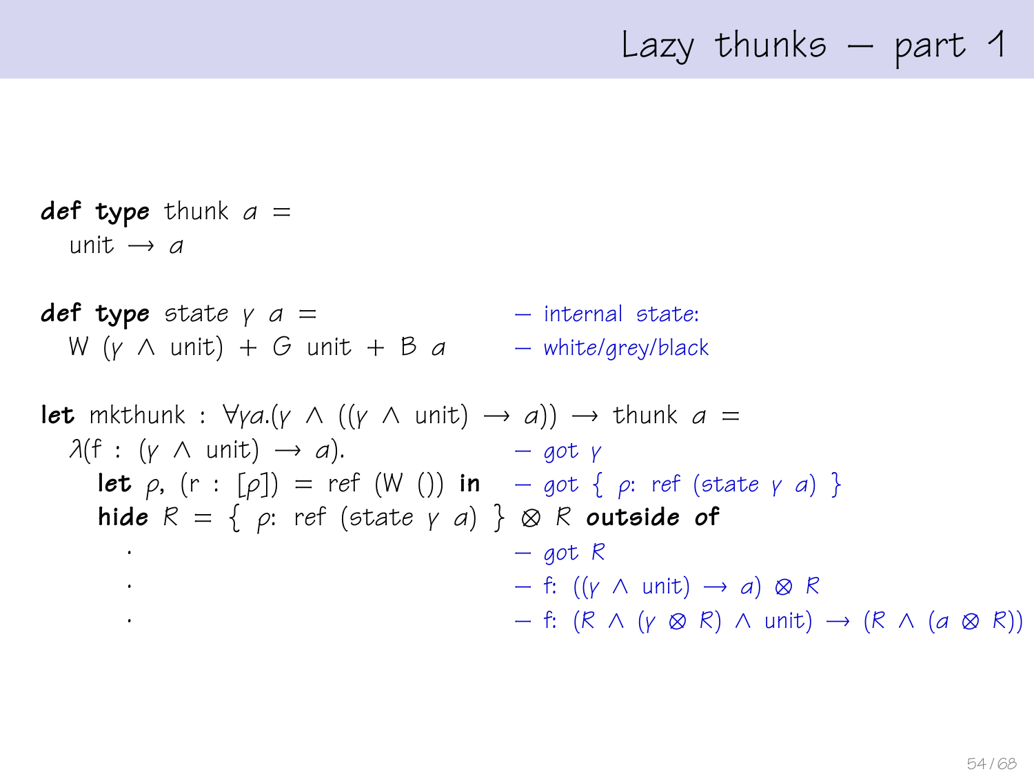# Lazy thunks — part 1

```
def type thunk α =
  unit → α

def type state γ α =                       — internal state:
  W (γ ∧ unit) + G unit + B α             — white/grey/black

let mkthunk : ∀γα.(γ ∧ ((γ ∧ unit) → α)) → thunk α =
  λ(f : (γ ∧ unit) → α).                   — got γ
    let ρ, (r : [ρ]) = ref (W ()) in       — got { ρ: ref (state γ α) }
    hide R = { ρ: ref (state γ α) } ⊗ R outside of
      .                                    — got R
      .                                    — f: ((γ ∧ unit) → α) ⊗ R
      .                                    — f: (R ∧ (γ ⊗ R) ∧ unit) → (R ∧ (α ⊗ R))
```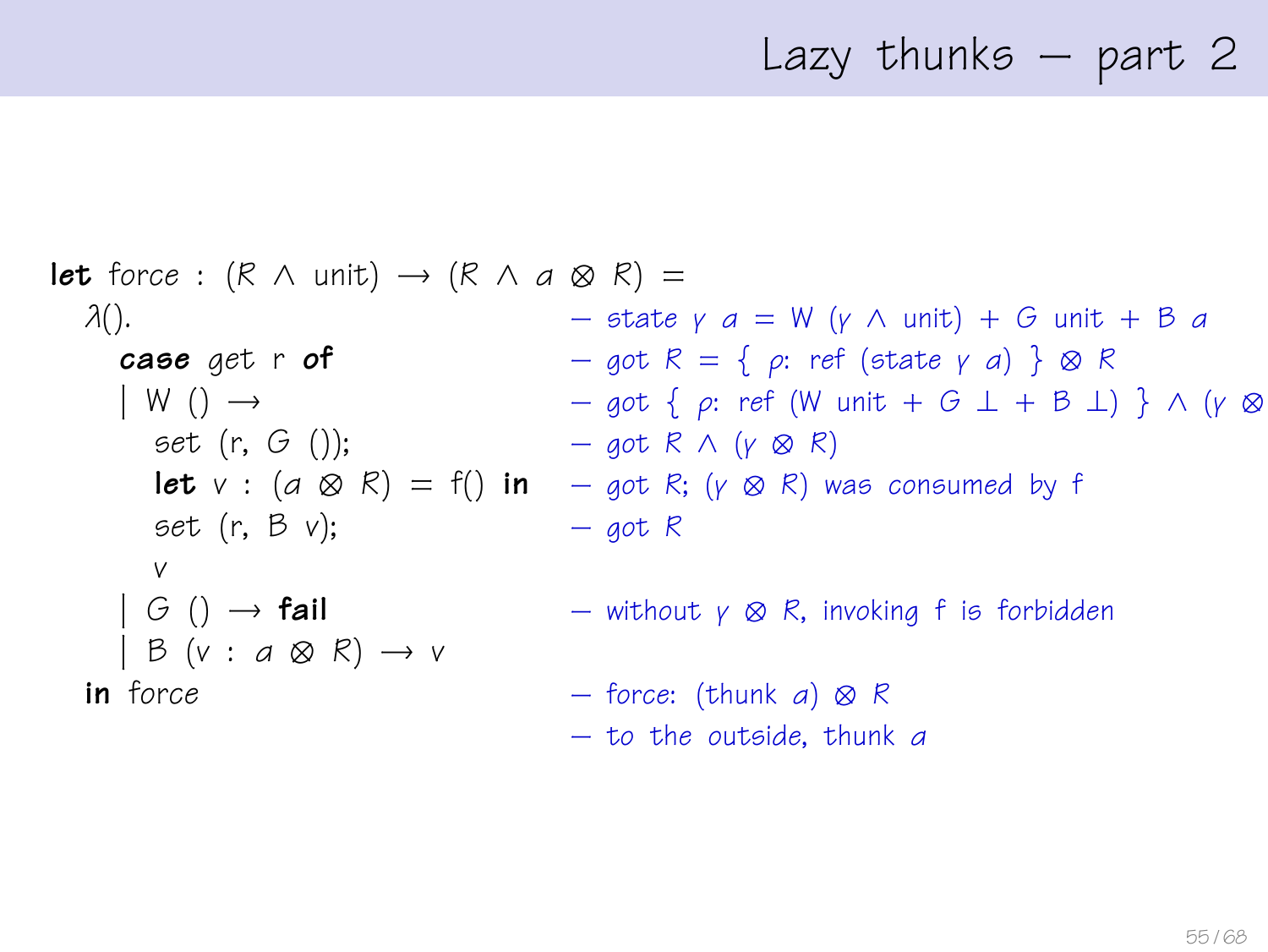# Lazy thunks — part 2

```
let force : (R ∧ unit) → (R ∧ a ⊗ R) =
  λ().                                    — state γ a = W (γ ∧ unit) + G unit + B a
    case get r of                         — got R = { ρ: ref (state γ a) } ⊗ R
    | W () →                              — got { ρ: ref (W unit + G ⊥ + B ⊥) } ∧ (γ ⊗
        set (r, G ());                    — got R ∧ (γ ⊗ R)
        let v : (a ⊗ R) = f() in          — got R; (γ ⊗ R) was consumed by f
        set (r, B v);                     — got R
        v
    | G () → fail                         — without γ ⊗ R, invoking f is forbidden
    | B (v : a ⊗ R) → v
  in force                                — force: (thunk a) ⊗ R
                                          — to the outside, thunk a
```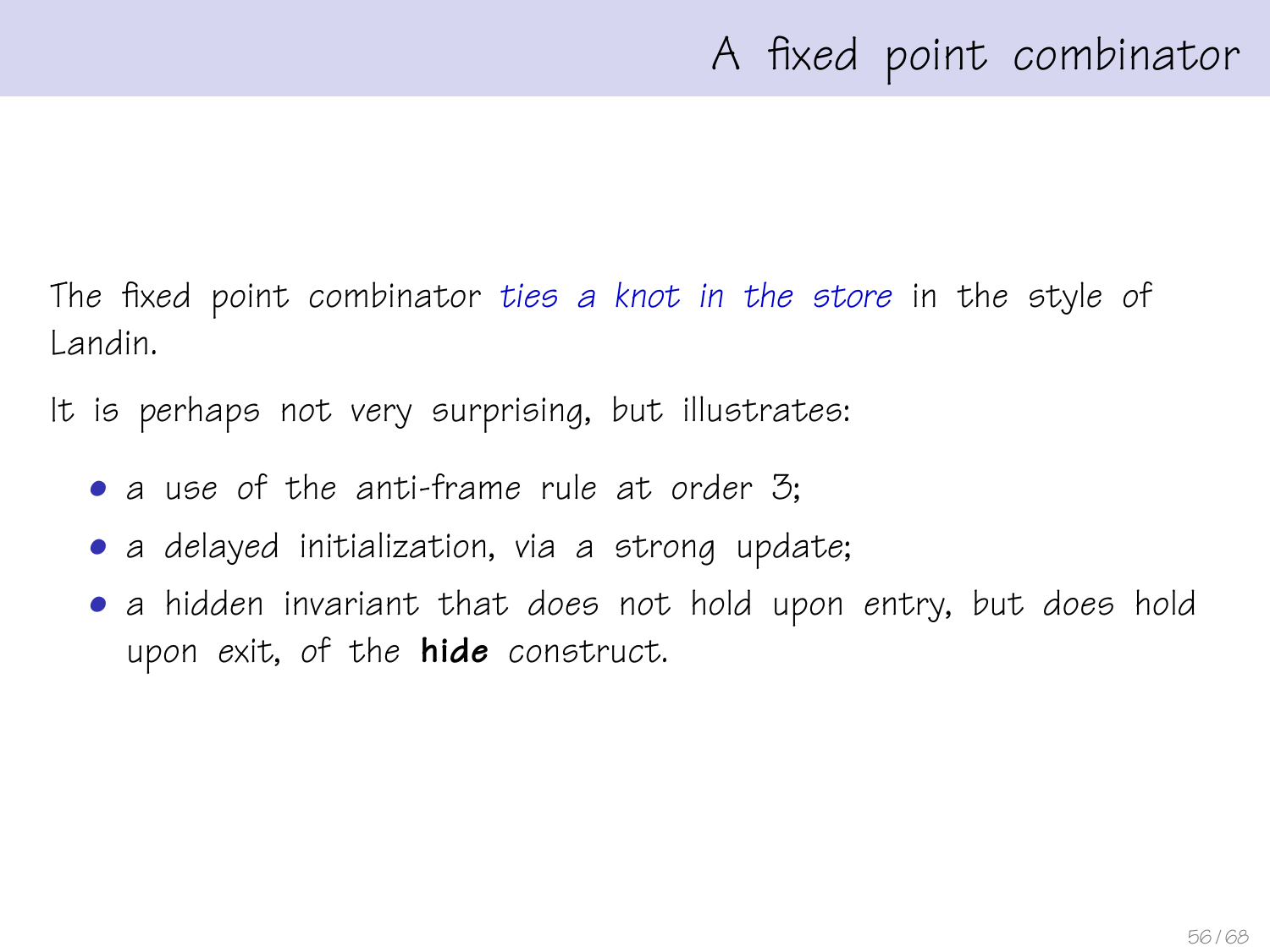# A fixed point combinator

The fixed point combinator *ties a knot in the store* in the style of Landin.

It is perhaps not very surprising, but illustrates:

- a use of the anti-frame rule at order 3;
- a delayed initialization, via a strong update;
- a hidden invariant that *does not* hold upon entry, but *does* hold upon exit, of the **hide** construct.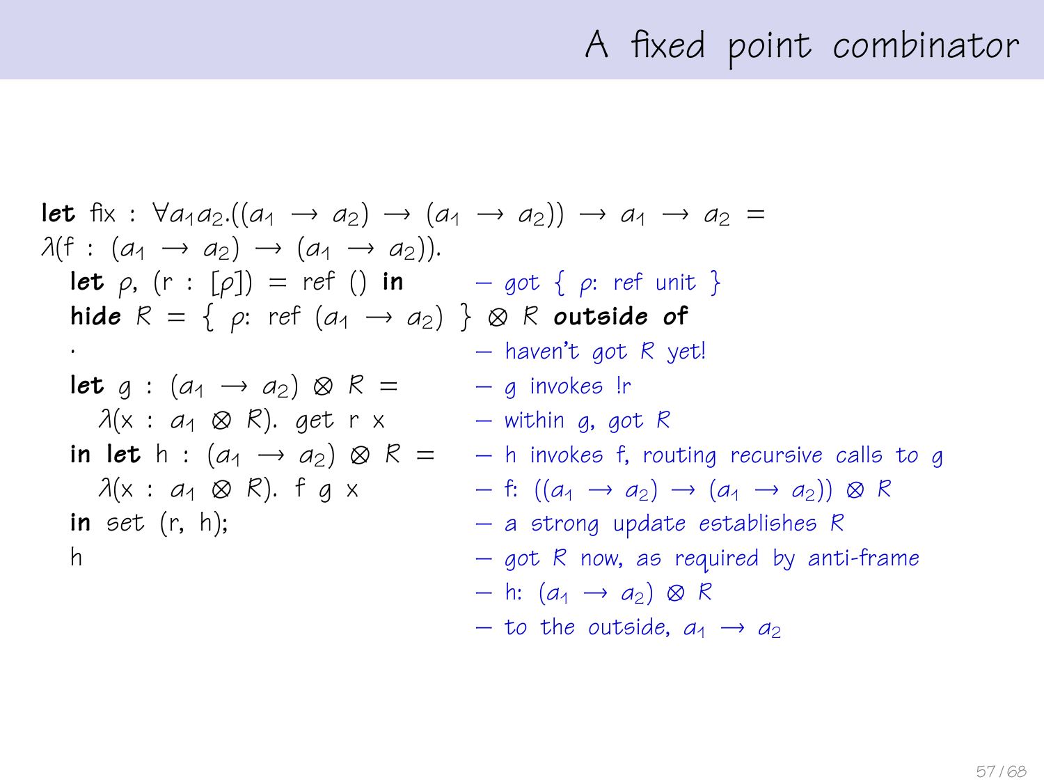# A fixed point combinator

```
let fix : ∀a₁a₂.((a₁ → a₂) → (a₁ → a₂)) → a₁ → a₂ =
λ(f : (a₁ → a₂) → (a₁ → a₂)).
  let ρ, (r : [ρ]) = ref () in         — got { ρ: ref unit }
  hide R = { ρ: ref (a₁ → a₂) } ⊗ R outside of
  ·                                     — haven't got R yet!
  let g : (a₁ → a₂) ⊗ R =              — g invokes !r
    λ(x : a₁ ⊗ R). get r x             — within g, got R
  in let h : (a₁ → a₂) ⊗ R =           — h invokes f, routing recursive calls to g
    λ(x : a₁ ⊗ R). f g x               — f: ((a₁ → a₂) → (a₁ → a₂)) ⊗ R
  in set (r, h);                        — a strong update establishes R
  h                                     — got R now, as required by anti-frame
                                        — h: (a₁ → a₂) ⊗ R
                                        — to the outside, a₁ → a₂
```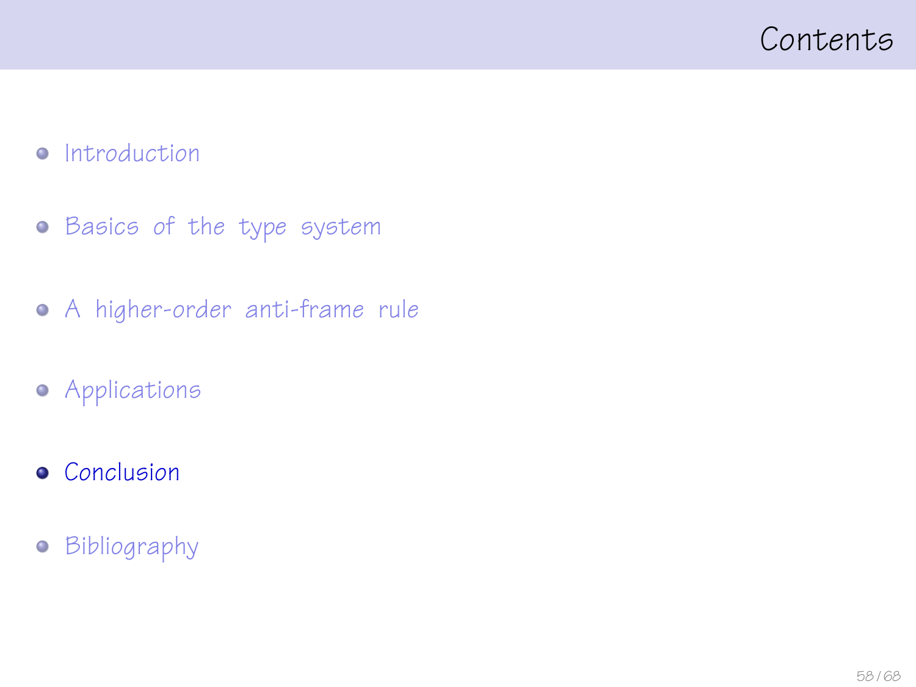# Contents

- Introduction
- Basics of the type system
- A higher-order anti-frame rule
- Applications
- Conclusion
- Bibliography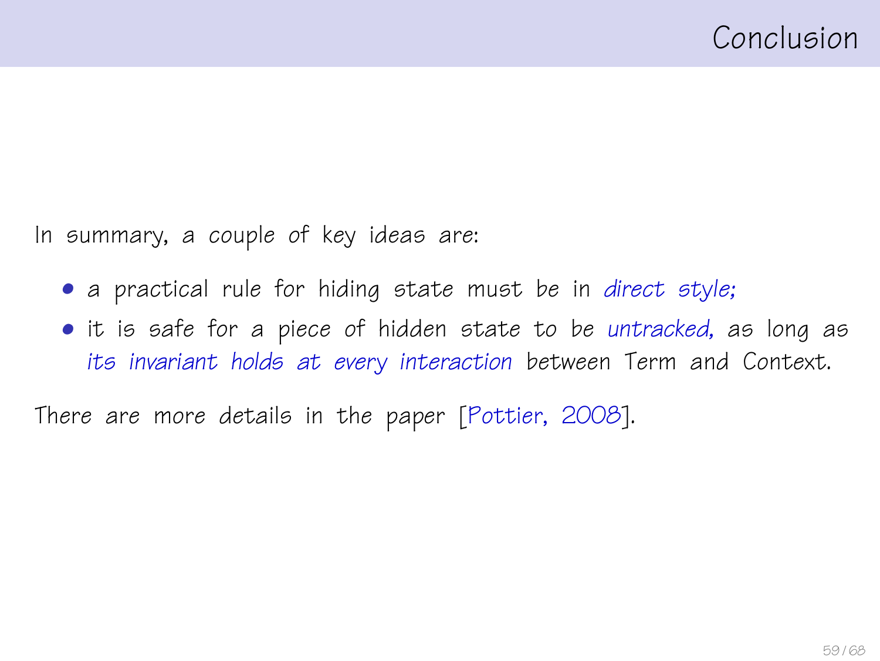# Conclusion

In summary, a couple of key ideas are:

- a practical rule for hiding state must be in *direct style;*
- it is safe for a piece of hidden state to be *untracked,* as long as *its invariant holds at every interaction* between Term and Context.

There are more details in the paper [Pottier, 2008].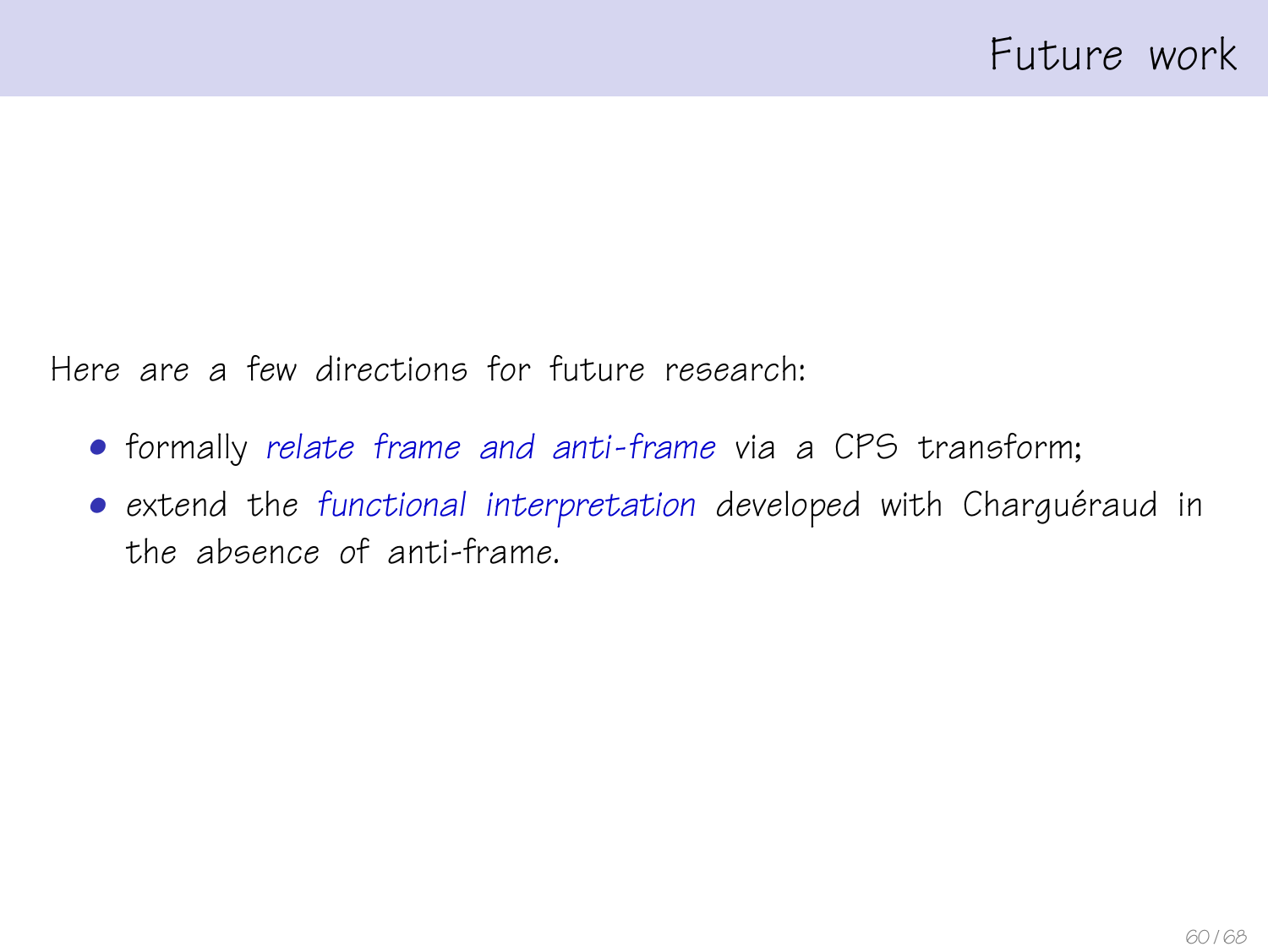# Future work

Here are a few directions for future research:

- formally *relate frame and anti-frame* via a CPS transform;
- extend the *functional interpretation* developed with Charguéraud in the absence of anti-frame.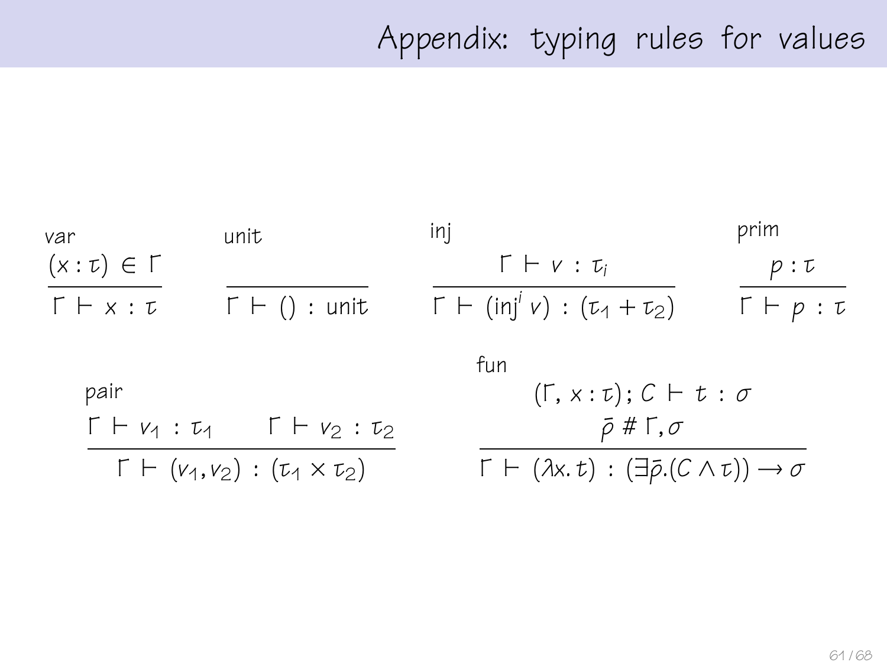# Appendix: typing rules for values

var

$$\frac{(x : \tau) \in \Gamma}{\Gamma \vdash x : \tau}$$

unit

$$\frac{}{\Gamma \vdash () : \text{unit}}$$

inj

$$\frac{\Gamma \vdash v : \tau_i}{\Gamma \vdash (\text{inj}^i\, v) : (\tau_1 + \tau_2)}$$

prim

$$\frac{p : \tau}{\Gamma \vdash p : \tau}$$

pair

$$\frac{\Gamma \vdash v_1 : \tau_1 \qquad \Gamma \vdash v_2 : \tau_2}{\Gamma \vdash (v_1, v_2) : (\tau_1 \times \tau_2)}$$

fun

$$\frac{\begin{array}{c}(\Gamma, x : \tau); C \vdash t : \sigma \\ \bar{\rho} \# \Gamma, \sigma\end{array}}{\Gamma \vdash (\lambda x.\, t) : (\exists \bar{\rho}.(C \wedge \tau)) \rightarrow \sigma}$$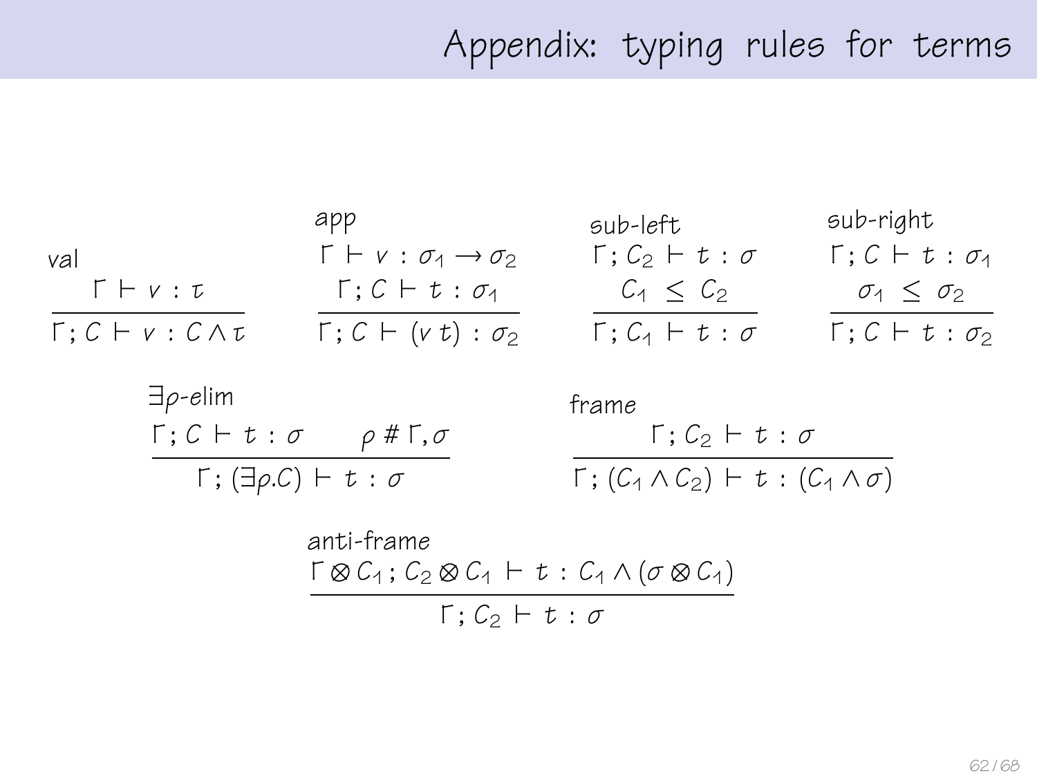# Appendix: typing rules for terms

**val**

$$\frac{\Gamma \vdash v : \tau}{\Gamma ; C \vdash v : C \wedge \tau}$$

**app**

$$\frac{\Gamma \vdash v : \sigma_1 \rightarrow \sigma_2 \qquad \Gamma ; C \vdash t : \sigma_1}{\Gamma ; C \vdash (v\ t) : \sigma_2}$$

**sub-left**

$$\frac{\Gamma ; C_2 \vdash t : \sigma \qquad C_1 \leq C_2}{\Gamma ; C_1 \vdash t : \sigma}$$

**sub-right**

$$\frac{\Gamma ; C \vdash t : \sigma_1 \qquad \sigma_1 \leq \sigma_2}{\Gamma ; C \vdash t : \sigma_2}$$

**$\exists\rho$-elim**

$$\frac{\Gamma ; C \vdash t : \sigma \qquad \rho \# \Gamma, \sigma}{\Gamma ; (\exists \rho . C) \vdash t : \sigma}$$

**frame**

$$\frac{\Gamma ; C_2 \vdash t : \sigma}{\Gamma ; (C_1 \wedge C_2) \vdash t : (C_1 \wedge \sigma)}$$

**anti-frame**

$$\frac{\Gamma \otimes C_1 ; C_2 \otimes C_1 \vdash t : C_1 \wedge (\sigma \otimes C_1)}{\Gamma ; C_2 \vdash t : \sigma}$$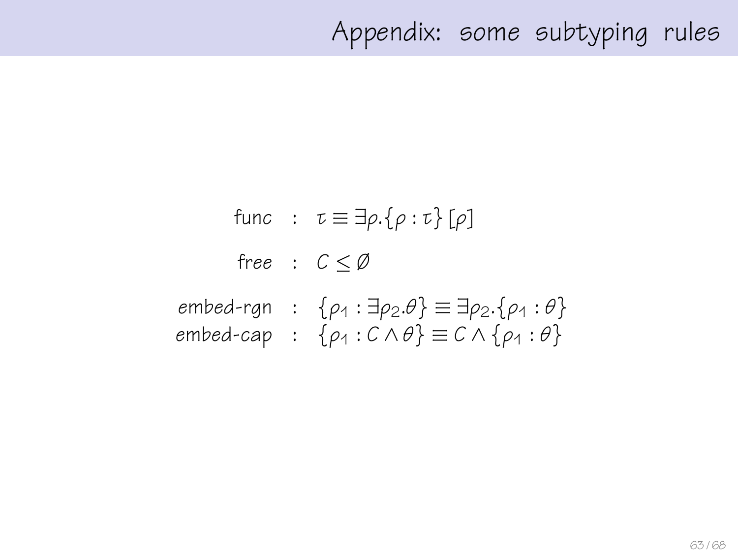# Appendix: some subtyping rules

$$
\begin{aligned}
\text{func} &: \tau \equiv \exists \rho . \{\rho : \tau\}\,[\rho] \\
\text{free} &: C \leq \emptyset \\
\text{embed-rgn} &: \{\rho_1 : \exists \rho_2 . \theta\} \equiv \exists \rho_2 . \{\rho_1 : \theta\} \\
\text{embed-cap} &: \{\rho_1 : C \wedge \theta\} \equiv C \wedge \{\rho_1 : \theta\}
\end{aligned}
$$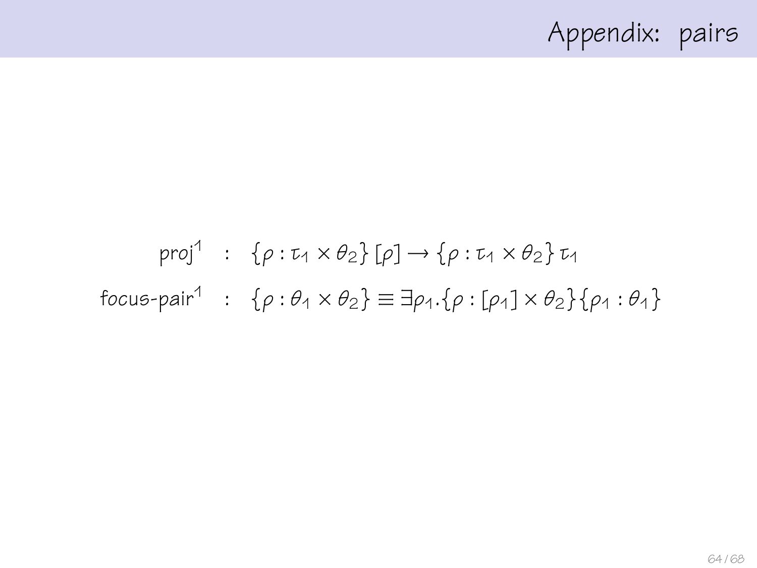# Appendix: pairs

$$
\begin{aligned}
\mathsf{proj}^1 \quad &: \quad \{\rho : \tau_1 \times \theta_2\}\,[\rho] \rightarrow \{\rho : \tau_1 \times \theta_2\}\,\tau_1 \\
\mathsf{focus\text{-}pair}^1 \quad &: \quad \{\rho : \theta_1 \times \theta_2\} \equiv \exists \rho_1.\{\rho : [\rho_1] \times \theta_2\}\{\rho_1 : \theta_1\}
\end{aligned}
$$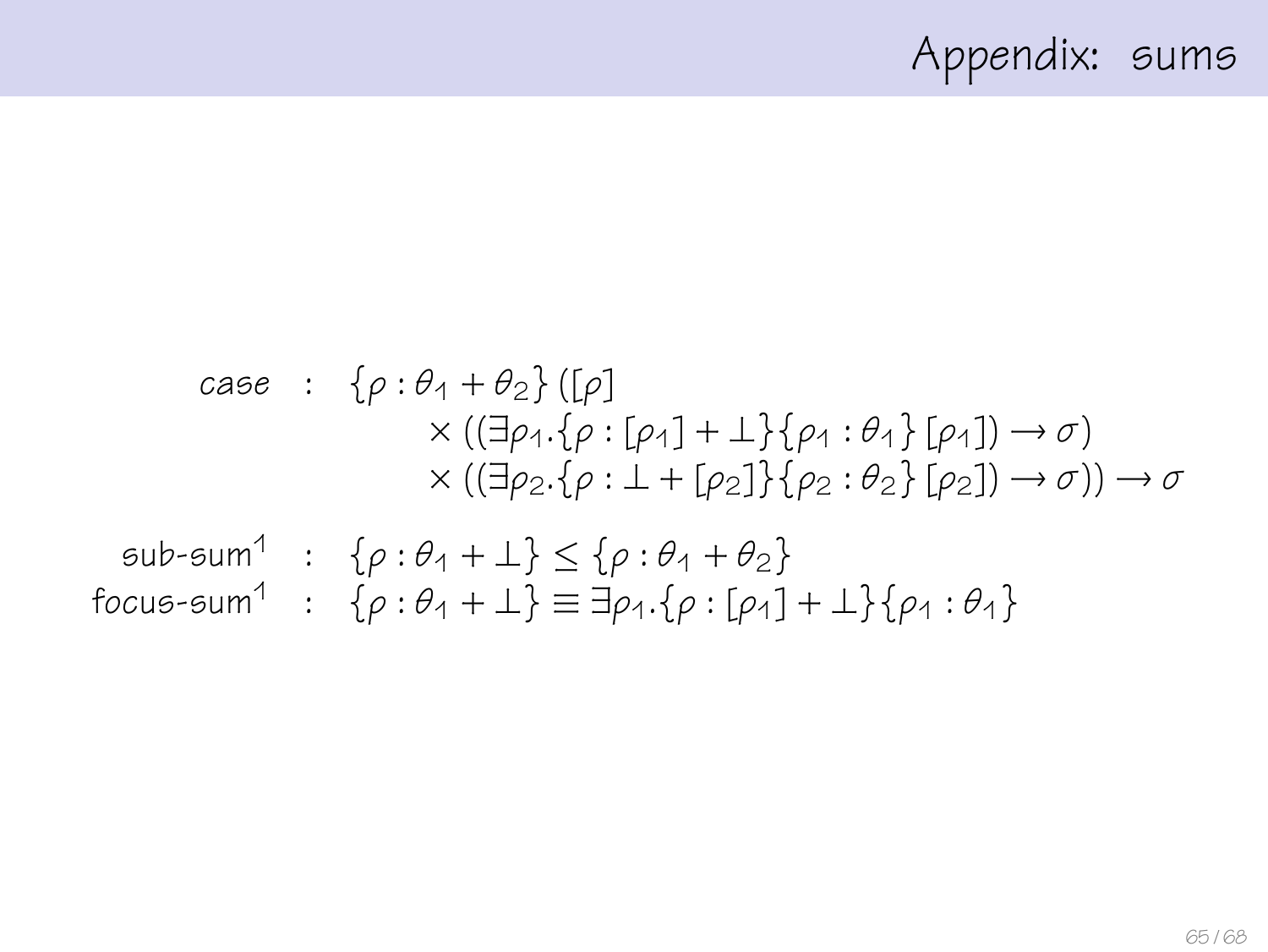# Appendix: sums

$$
\begin{aligned}
\textit{case} \quad : \quad & \{\rho : \theta_1 + \theta_2\}\,([\rho] \\
& \quad \times ((\exists \rho_1 . \{\rho : [\rho_1] + \bot\}\{\rho_1 : \theta_1\}\,[\rho_1]) \rightarrow \sigma) \\
& \quad \times ((\exists \rho_2 . \{\rho : \bot + [\rho_2]\}\{\rho_2 : \theta_2\}\,[\rho_2]) \rightarrow \sigma)) \rightarrow \sigma
\end{aligned}
$$

$$
\begin{aligned}
\text{sub-sum}^1 \quad : \quad & \{\rho : \theta_1 + \bot\} \leq \{\rho : \theta_1 + \theta_2\} \\
\text{focus-sum}^1 \quad : \quad & \{\rho : \theta_1 + \bot\} \equiv \exists \rho_1 . \{\rho : [\rho_1] + \bot\}\{\rho_1 : \theta_1\}
\end{aligned}
$$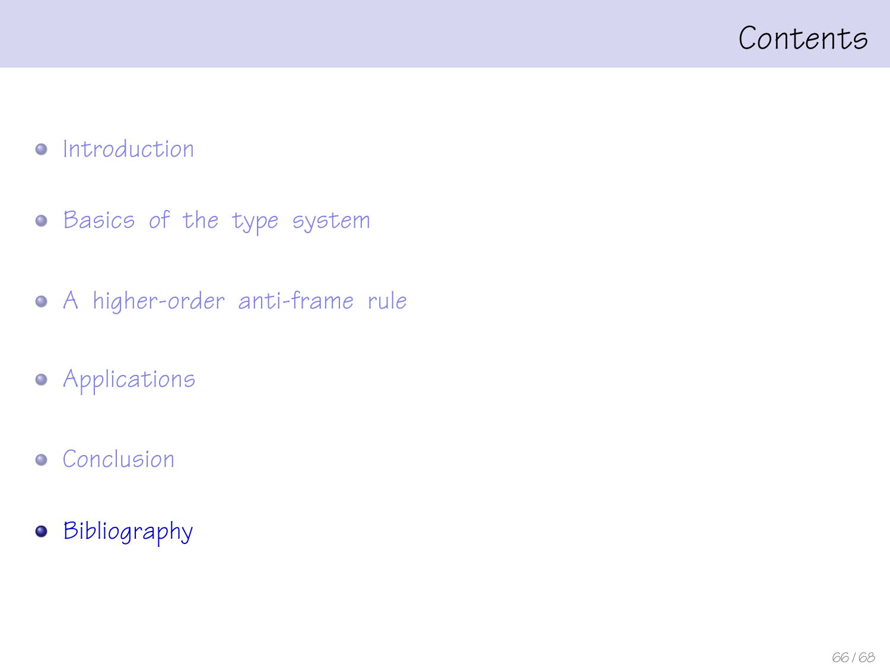# Contents

- Introduction
- Basics of the type system
- A higher-order anti-frame rule
- Applications
- Conclusion
- Bibliography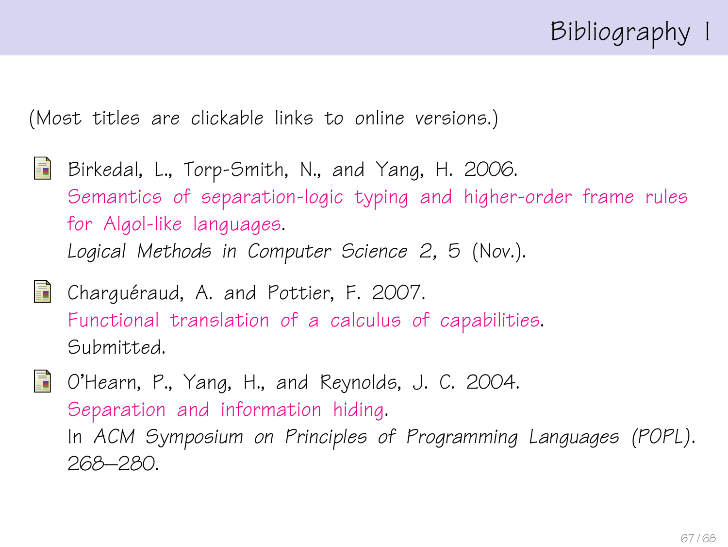# Bibliography I

(Most titles are clickable links to online versions.)

- Birkedal, L., Torp-Smith, N., and Yang, H. 2006.
  Semantics of separation-logic typing and higher-order frame rules for Algol-like languages.
  *Logical Methods in Computer Science* 2, 5 (Nov.).

- Charguéraud, A. and Pottier, F. 2007.
  Functional translation of a calculus of capabilities.
  Submitted.

- O'Hearn, P., Yang, H., and Reynolds, J. C. 2004.
  Separation and information hiding.
  In *ACM Symposium on Principles of Programming Languages (POPL)*. 268–280.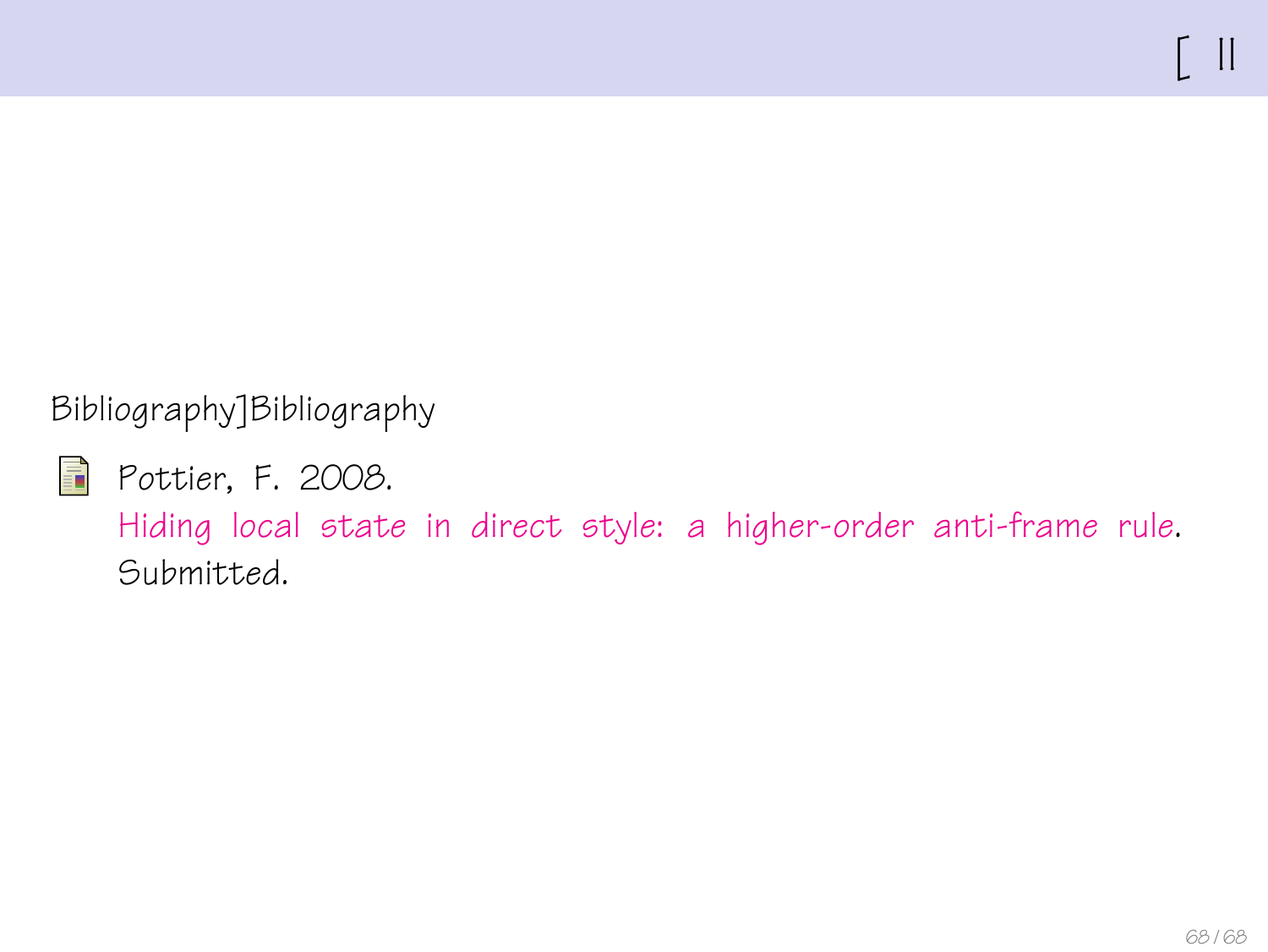Bibliography]Bibliography

Pottier, F. 2008.
Hiding local state in direct style: a higher-order anti-frame rule.
Submitted.